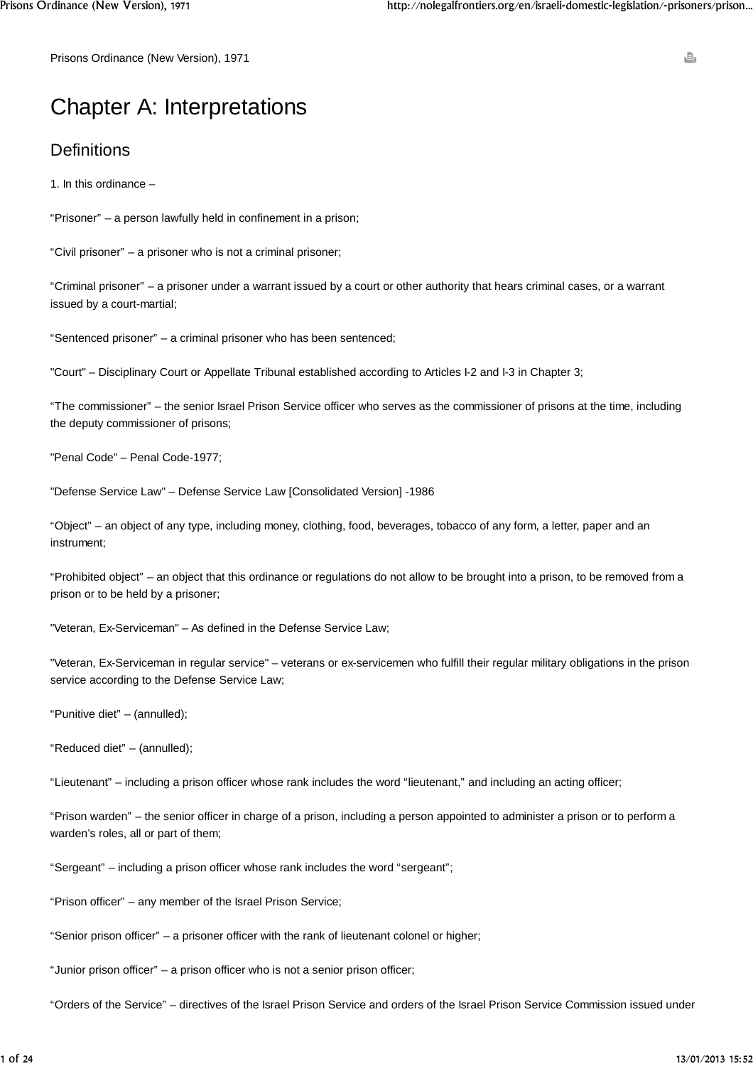Prisons Ordinance (New Version), 1971

# Chapter A: Interpretations

## Definitions

1. In this ordinance –

“Prisoner” – a person lawfully held in confinement in a prison;

“Civil prisoner” – a prisoner who is not a criminal prisoner;

“Criminal prisoner” – a prisoner under a warrant issued by a court or other authority that hears criminal cases, or a warrant issued by a court-martial;

“Sentenced prisoner” – a criminal prisoner who has been sentenced;

"Court" – Disciplinary Court or Appellate Tribunal established according to Articles I-2 and I-3 in Chapter 3;

“The commissioner” – the senior Israel Prison Service officer who serves as the commissioner of prisons at the time, including the deputy commissioner of prisons;

"Penal Code" – Penal Code-1977;

"Defense Service Law" – Defense Service Law [Consolidated Version] -1986

“Object” – an object of any type, including money, clothing, food, beverages, tobacco of any form, a letter, paper and an instrument;

“Prohibited object” – an object that this ordinance or regulations do not allow to be brought into a prison, to be removed from a prison or to be held by a prisoner;

"Veteran, Ex-Serviceman" – As defined in the Defense Service Law;

"Veteran, Ex-Serviceman in regular service" – veterans or ex-servicemen who fulfill their regular military obligations in the prison service according to the Defense Service Law;

“Punitive diet” – (annulled);

“Reduced diet” – (annulled);

“Lieutenant” – including a prison officer whose rank includes the word “lieutenant,” and including an acting officer;

“Prison warden” – the senior officer in charge of a prison, including a person appointed to administer a prison or to perform a warden’s roles, all or part of them;

“Sergeant” – including a prison officer whose rank includes the word “sergeant”;

“Prison officer” – any member of the Israel Prison Service;

“Senior prison officer” – a prisoner officer with the rank of lieutenant colonel or higher;

“Junior prison officer” – a prison officer who is not a senior prison officer;

“Orders of the Service” – directives of the Israel Prison Service and orders of the Israel Prison Service Commission issued under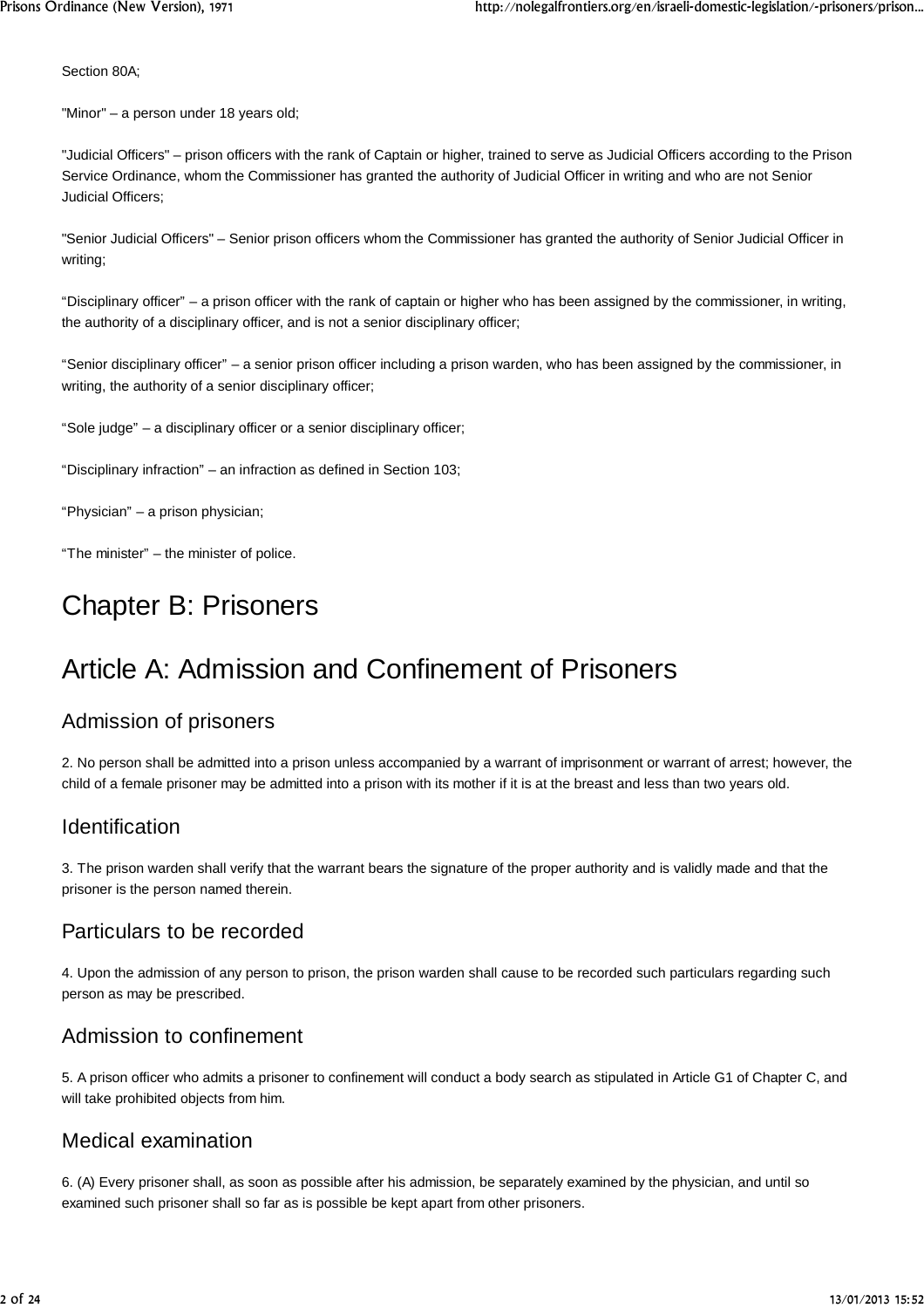Section 80A;

"Minor" – a person under 18 years old;

"Judicial Officers" – prison officers with the rank of Captain or higher, trained to serve as Judicial Officers according to the Prison Service Ordinance, whom the Commissioner has granted the authority of Judicial Officer in writing and who are not Senior Judicial Officers;

"Senior Judicial Officers" – Senior prison officers whom the Commissioner has granted the authority of Senior Judicial Officer in writing;

“Disciplinary officer” – a prison officer with the rank of captain or higher who has been assigned by the commissioner, in writing, the authority of a disciplinary officer, and is not a senior disciplinary officer;

“Senior disciplinary officer” – a senior prison officer including a prison warden, who has been assigned by the commissioner, in writing, the authority of a senior disciplinary officer;

“Sole judge” – a disciplinary officer or a senior disciplinary officer;

“Disciplinary infraction” – an infraction as defined in Section 103;

“Physician” – a prison physician;

“The minister” – the minister of police.

# Chapter B: Prisoners

# Article A: Admission and Confinement of Prisoners

## Admission of prisoners

2. No person shall be admitted into a prison unless accompanied by a warrant of imprisonment or warrant of arrest; however, the child of a female prisoner may be admitted into a prison with its mother if it is at the breast and less than two years old.

## Identification

3. The prison warden shall verify that the warrant bears the signature of the proper authority and is validly made and that the prisoner is the person named therein.

## Particulars to be recorded

4. Upon the admission of any person to prison, the prison warden shall cause to be recorded such particulars regarding such person as may be prescribed.

## Admission to confinement

5. A prison officer who admits a prisoner to confinement will conduct a body search as stipulated in Article G1 of Chapter C, and will take prohibited objects from him.

## Medical examination

6. (A) Every prisoner shall, as soon as possible after his admission, be separately examined by the physician, and until so examined such prisoner shall so far as is possible be kept apart from other prisoners.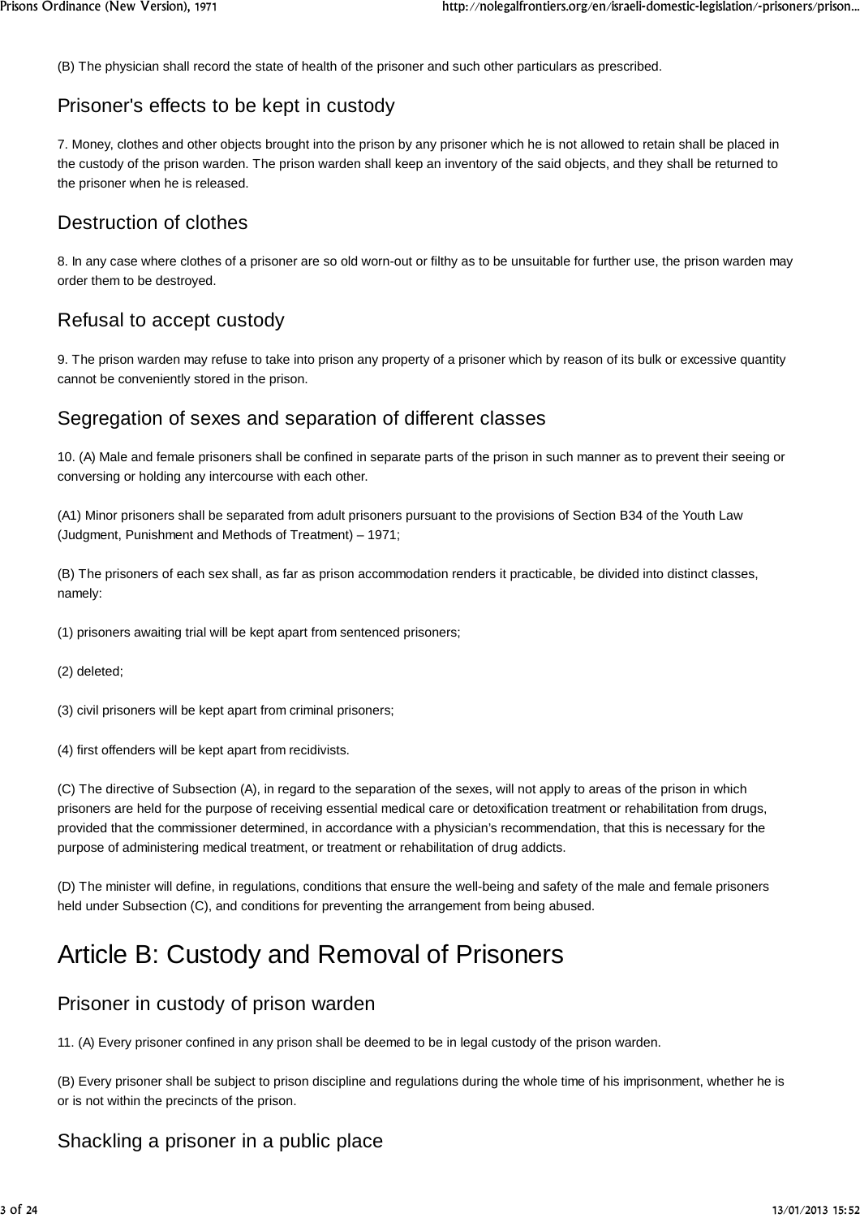(B) The physician shall record the state of health of the prisoner and such other particulars as prescribed.

### Prisoner's effects to be kept in custody

7. Money, clothes and other objects brought into the prison by any prisoner which he is not allowed to retain shall be placed in the custody of the prison warden. The prison warden shall keep an inventory of the said objects, and they shall be returned to the prisoner when he is released.

### Destruction of clothes

8. In any case where clothes of a prisoner are so old worn-out or filthy as to be unsuitable for further use, the prison warden may order them to be destroyed.

### Refusal to accept custody

9. The prison warden may refuse to take into prison any property of a prisoner which by reason of its bulk or excessive quantity cannot be conveniently stored in the prison.

### Segregation of sexes and separation of different classes

10. (A) Male and female prisoners shall be confined in separate parts of the prison in such manner as to prevent their seeing or conversing or holding any intercourse with each other.

(A1) Minor prisoners shall be separated from adult prisoners pursuant to the provisions of Section B34 of the Youth Law (Judgment, Punishment and Methods of Treatment) – 1971;

(B) The prisoners of each sex shall, as far as prison accommodation renders it practicable, be divided into distinct classes, namely:

(1) prisoners awaiting trial will be kept apart from sentenced prisoners;

(2) deleted;

(3) civil prisoners will be kept apart from criminal prisoners;

(4) first offenders will be kept apart from recidivists.

(C) The directive of Subsection (A), in regard to the separation of the sexes, will not apply to areas of the prison in which prisoners are held for the purpose of receiving essential medical care or detoxification treatment or rehabilitation from drugs, provided that the commissioner determined, in accordance with a physician's recommendation, that this is necessary for the purpose of administering medical treatment, or treatment or rehabilitation of drug addicts.

(D) The minister will define, in regulations, conditions that ensure the well-being and safety of the male and female prisoners held under Subsection (C), and conditions for preventing the arrangement from being abused.

## Article B: Custody and Removal of Prisoners

### Prisoner in custody of prison warden

11. (A) Every prisoner confined in any prison shall be deemed to be in legal custody of the prison warden.

(B) Every prisoner shall be subject to prison discipline and regulations during the whole time of his imprisonment, whether he is or is not within the precincts of the prison.

### Shackling a prisoner in a public place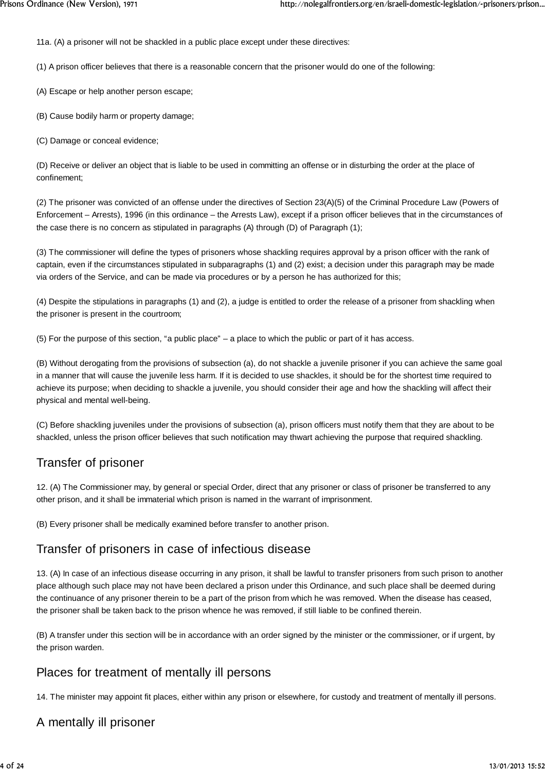11a. (A) a prisoner will not be shackled in a public place except under these directives:

(1) A prison officer believes that there is a reasonable concern that the prisoner would do one of the following:

(A) Escape or help another person escape;

(B) Cause bodily harm or property damage;

(C) Damage or conceal evidence;

(D) Receive or deliver an object that is liable to be used in committing an offense or in disturbing the order at the place of confinement;

(2) The prisoner was convicted of an offense under the directives of Section 23(A)(5) of the Criminal Procedure Law (Powers of Enforcement – Arrests), 1996 (in this ordinance – the Arrests Law), except if a prison officer believes that in the circumstances of the case there is no concern as stipulated in paragraphs (A) through (D) of Paragraph (1);

(3) The commissioner will define the types of prisoners whose shackling requires approval by a prison officer with the rank of captain, even if the circumstances stipulated in subparagraphs (1) and (2) exist; a decision under this paragraph may be made via orders of the Service, and can be made via procedures or by a person he has authorized for this;

(4) Despite the stipulations in paragraphs (1) and (2), a judge is entitled to order the release of a prisoner from shackling when the prisoner is present in the courtroom;

(5) For the purpose of this section, “a public place” – a place to which the public or part of it has access.

(B) Without derogating from the provisions of subsection (a), do not shackle a juvenile prisoner if you can achieve the same goal in a manner that will cause the juvenile less harm. If it is decided to use shackles, it should be for the shortest time required to achieve its purpose; when deciding to shackle a juvenile, you should consider their age and how the shackling will affect their physical and mental well-being.

(C) Before shackling juveniles under the provisions of subsection (a), prison officers must notify them that they are about to be shackled, unless the prison officer believes that such notification may thwart achieving the purpose that required shackling.

## Transfer of prisoner

12. (A) The Commissioner may, by general or special Order, direct that any prisoner or class of prisoner be transferred to any other prison, and it shall be immaterial which prison is named in the warrant of imprisonment.

(B) Every prisoner shall be medically examined before transfer to another prison.

## Transfer of prisoners in case of infectious disease

13. (A) In case of an infectious disease occurring in any prison, it shall be lawful to transfer prisoners from such prison to another place although such place may not have been declared a prison under this Ordinance, and such place shall be deemed during the continuance of any prisoner therein to be a part of the prison from which he was removed. When the disease has ceased, the prisoner shall be taken back to the prison whence he was removed, if still liable to be confined therein.

(B) A transfer under this section will be in accordance with an order signed by the minister or the commissioner, or if urgent, by the prison warden.

## Places for treatment of mentally ill persons

14. The minister may appoint fit places, either within any prison or elsewhere, for custody and treatment of mentally ill persons.

## A mentally ill prisoner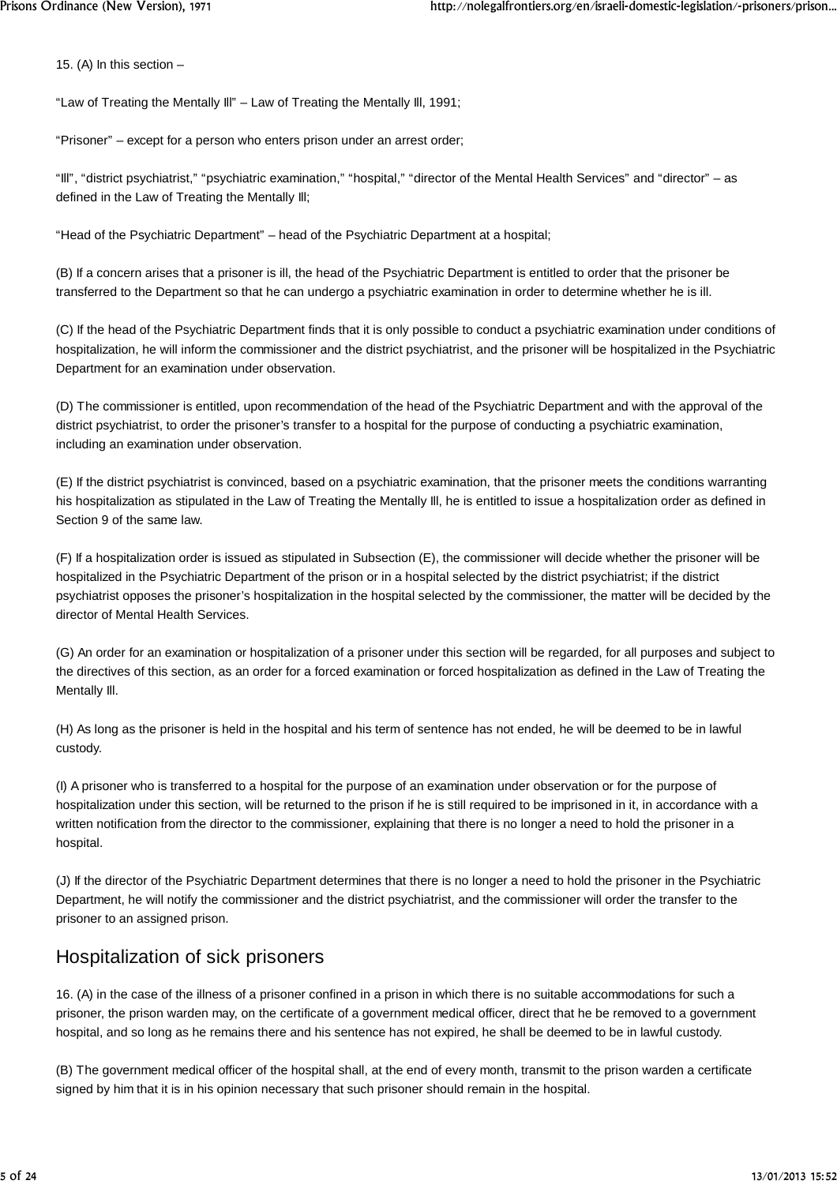15. (A) In this section –

“Law of Treating the Mentally Ill” – Law of Treating the Mentally Ill, 1991;

“Prisoner” – except for a person who enters prison under an arrest order;

“Ill”, “district psychiatrist,” “psychiatric examination,” “hospital,” “director of the Mental Health Services” and “director” – as defined in the Law of Treating the Mentally Ill;

“Head of the Psychiatric Department” – head of the Psychiatric Department at a hospital;

(B) If a concern arises that a prisoner is ill, the head of the Psychiatric Department is entitled to order that the prisoner be transferred to the Department so that he can undergo a psychiatric examination in order to determine whether he is ill.

(C) If the head of the Psychiatric Department finds that it is only possible to conduct a psychiatric examination under conditions of hospitalization, he will inform the commissioner and the district psychiatrist, and the prisoner will be hospitalized in the Psychiatric Department for an examination under observation.

(D) The commissioner is entitled, upon recommendation of the head of the Psychiatric Department and with the approval of the district psychiatrist, to order the prisoner’s transfer to a hospital for the purpose of conducting a psychiatric examination, including an examination under observation.

(E) If the district psychiatrist is convinced, based on a psychiatric examination, that the prisoner meets the conditions warranting his hospitalization as stipulated in the Law of Treating the Mentally Ill, he is entitled to issue a hospitalization order as defined in Section 9 of the same law.

(F) If a hospitalization order is issued as stipulated in Subsection (E), the commissioner will decide whether the prisoner will be hospitalized in the Psychiatric Department of the prison or in a hospital selected by the district psychiatrist; if the district psychiatrist opposes the prisoner’s hospitalization in the hospital selected by the commissioner, the matter will be decided by the director of Mental Health Services.

(G) An order for an examination or hospitalization of a prisoner under this section will be regarded, for all purposes and subject to the directives of this section, as an order for a forced examination or forced hospitalization as defined in the Law of Treating the Mentally Ill.

(H) As long as the prisoner is held in the hospital and his term of sentence has not ended, he will be deemed to be in lawful custody.

(I) A prisoner who is transferred to a hospital for the purpose of an examination under observation or for the purpose of hospitalization under this section, will be returned to the prison if he is still required to be imprisoned in it, in accordance with a written notification from the director to the commissioner, explaining that there is no longer a need to hold the prisoner in a hospital.

(J) If the director of the Psychiatric Department determines that there is no longer a need to hold the prisoner in the Psychiatric Department, he will notify the commissioner and the district psychiatrist, and the commissioner will order the transfer to the prisoner to an assigned prison.

## Hospitalization of sick prisoners

16. (A) in the case of the illness of a prisoner confined in a prison in which there is no suitable accommodations for such a prisoner, the prison warden may, on the certificate of a government medical officer, direct that he be removed to a government hospital, and so long as he remains there and his sentence has not expired, he shall be deemed to be in lawful custody.

(B) The government medical officer of the hospital shall, at the end of every month, transmit to the prison warden a certificate signed by him that it is in his opinion necessary that such prisoner should remain in the hospital.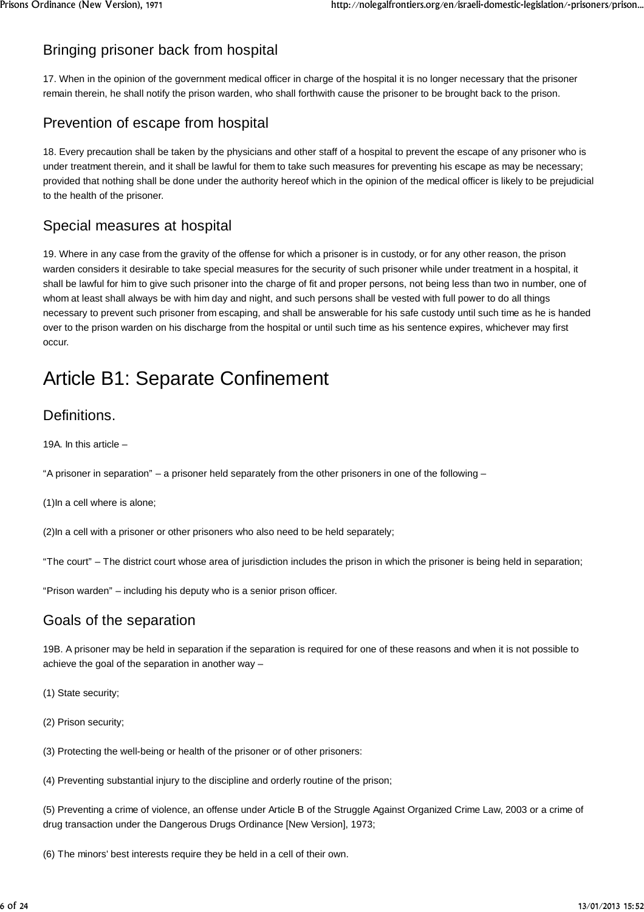### Bringing prisoner back from hospital

17. When in the opinion of the government medical officer in charge of the hospital it is no longer necessary that the prisoner remain therein, he shall notify the prison warden, who shall forthwith cause the prisoner to be brought back to the prison.

### Prevention of escape from hospital

18. Every precaution shall be taken by the physicians and other staff of a hospital to prevent the escape of any prisoner who is under treatment therein, and it shall be lawful for them to take such measures for preventing his escape as may be necessary; provided that nothing shall be done under the authority hereof which in the opinion of the medical officer is likely to be prejudicial to the health of the prisoner.

### Special measures at hospital

19. Where in any case from the gravity of the offense for which a prisoner is in custody, or for any other reason, the prison warden considers it desirable to take special measures for the security of such prisoner while under treatment in a hospital, it shall be lawful for him to give such prisoner into the charge of fit and proper persons, not being less than two in number, one of whom at least shall always be with him day and night, and such persons shall be vested with full power to do all things necessary to prevent such prisoner from escaping, and shall be answerable for his safe custody until such time as he is handed over to the prison warden on his discharge from the hospital or until such time as his sentence expires, whichever may first occur.

## Article B1: Separate Confinement

### Definitions.

19A. In this article –

“A prisoner in separation” – a prisoner held separately from the other prisoners in one of the following –

(1)In a cell where is alone;

(2)In a cell with a prisoner or other prisoners who also need to be held separately;

“The court” – The district court whose area of jurisdiction includes the prison in which the prisoner is being held in separation;

“Prison warden” – including his deputy who is a senior prison officer.

### Goals of the separation

19B. A prisoner may be held in separation if the separation is required for one of these reasons and when it is not possible to achieve the goal of the separation in another way –

(1) State security;

(2) Prison security;

(3) Protecting the well-being or health of the prisoner or of other prisoners:

(4) Preventing substantial injury to the discipline and orderly routine of the prison;

(5) Preventing a crime of violence, an offense under Article B of the Struggle Against Organized Crime Law, 2003 or a crime of drug transaction under the Dangerous Drugs Ordinance [New Version], 1973;

(6) The minors' best interests require they be held in a cell of their own.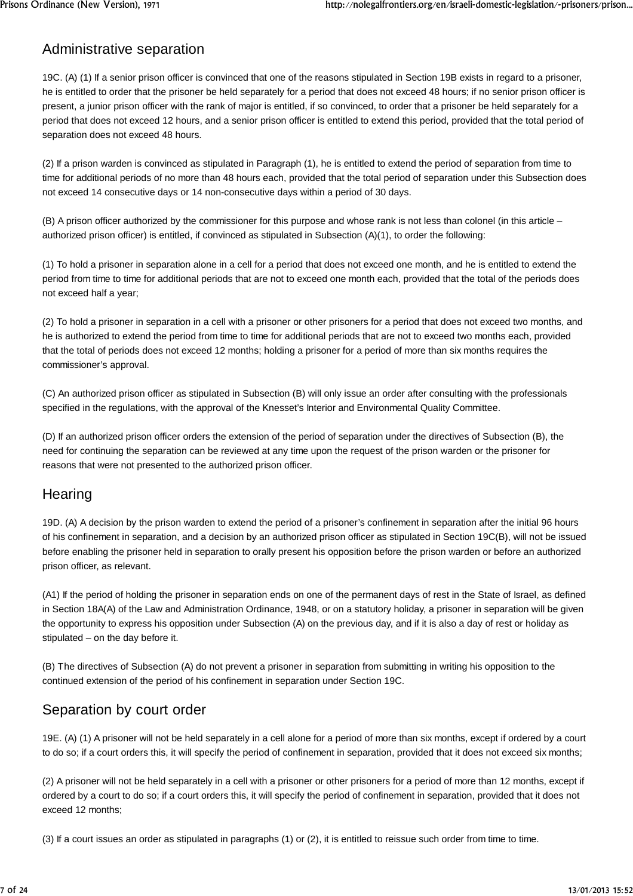## Administrative separation

19C. (A) (1) If a senior prison officer is convinced that one of the reasons stipulated in Section 19B exists in regard to a prisoner, he is entitled to order that the prisoner be held separately for a period that does not exceed 48 hours; if no senior prison officer is present, a junior prison officer with the rank of major is entitled, if so convinced, to order that a prisoner be held separately for a period that does not exceed 12 hours, and a senior prison officer is entitled to extend this period, provided that the total period of separation does not exceed 48 hours.

(2) If a prison warden is convinced as stipulated in Paragraph (1), he is entitled to extend the period of separation from time to time for additional periods of no more than 48 hours each, provided that the total period of separation under this Subsection does not exceed 14 consecutive days or 14 non-consecutive days within a period of 30 days.

(B) A prison officer authorized by the commissioner for this purpose and whose rank is not less than colonel (in this article – authorized prison officer) is entitled, if convinced as stipulated in Subsection (A)(1), to order the following:

(1) To hold a prisoner in separation alone in a cell for a period that does not exceed one month, and he is entitled to extend the period from time to time for additional periods that are not to exceed one month each, provided that the total of the periods does not exceed half a year;

(2) To hold a prisoner in separation in a cell with a prisoner or other prisoners for a period that does not exceed two months, and he is authorized to extend the period from time to time for additional periods that are not to exceed two months each, provided that the total of periods does not exceed 12 months; holding a prisoner for a period of more than six months requires the commissioner's approval.

(C) An authorized prison officer as stipulated in Subsection (B) will only issue an order after consulting with the professionals specified in the regulations, with the approval of the Knesset's Interior and Environmental Quality Committee.

(D) If an authorized prison officer orders the extension of the period of separation under the directives of Subsection (B), the need for continuing the separation can be reviewed at any time upon the request of the prison warden or the prisoner for reasons that were not presented to the authorized prison officer.

## Hearing

19D. (A) A decision by the prison warden to extend the period of a prisoner's confinement in separation after the initial 96 hours of his confinement in separation, and a decision by an authorized prison officer as stipulated in Section 19C(B), will not be issued before enabling the prisoner held in separation to orally present his opposition before the prison warden or before an authorized prison officer, as relevant.

(A1) If the period of holding the prisoner in separation ends on one of the permanent days of rest in the State of Israel, as defined in Section 18A(A) of the Law and Administration Ordinance, 1948, or on a statutory holiday, a prisoner in separation will be given the opportunity to express his opposition under Subsection (A) on the previous day, and if it is also a day of rest or holiday as stipulated – on the day before it.

(B) The directives of Subsection (A) do not prevent a prisoner in separation from submitting in writing his opposition to the continued extension of the period of his confinement in separation under Section 19C.

## Separation by court order

19E. (A) (1) A prisoner will not be held separately in a cell alone for a period of more than six months, except if ordered by a court to do so; if a court orders this, it will specify the period of confinement in separation, provided that it does not exceed six months;

(2) A prisoner will not be held separately in a cell with a prisoner or other prisoners for a period of more than 12 months, except if ordered by a court to do so; if a court orders this, it will specify the period of confinement in separation, provided that it does not exceed 12 months;

(3) If a court issues an order as stipulated in paragraphs (1) or (2), it is entitled to reissue such order from time to time.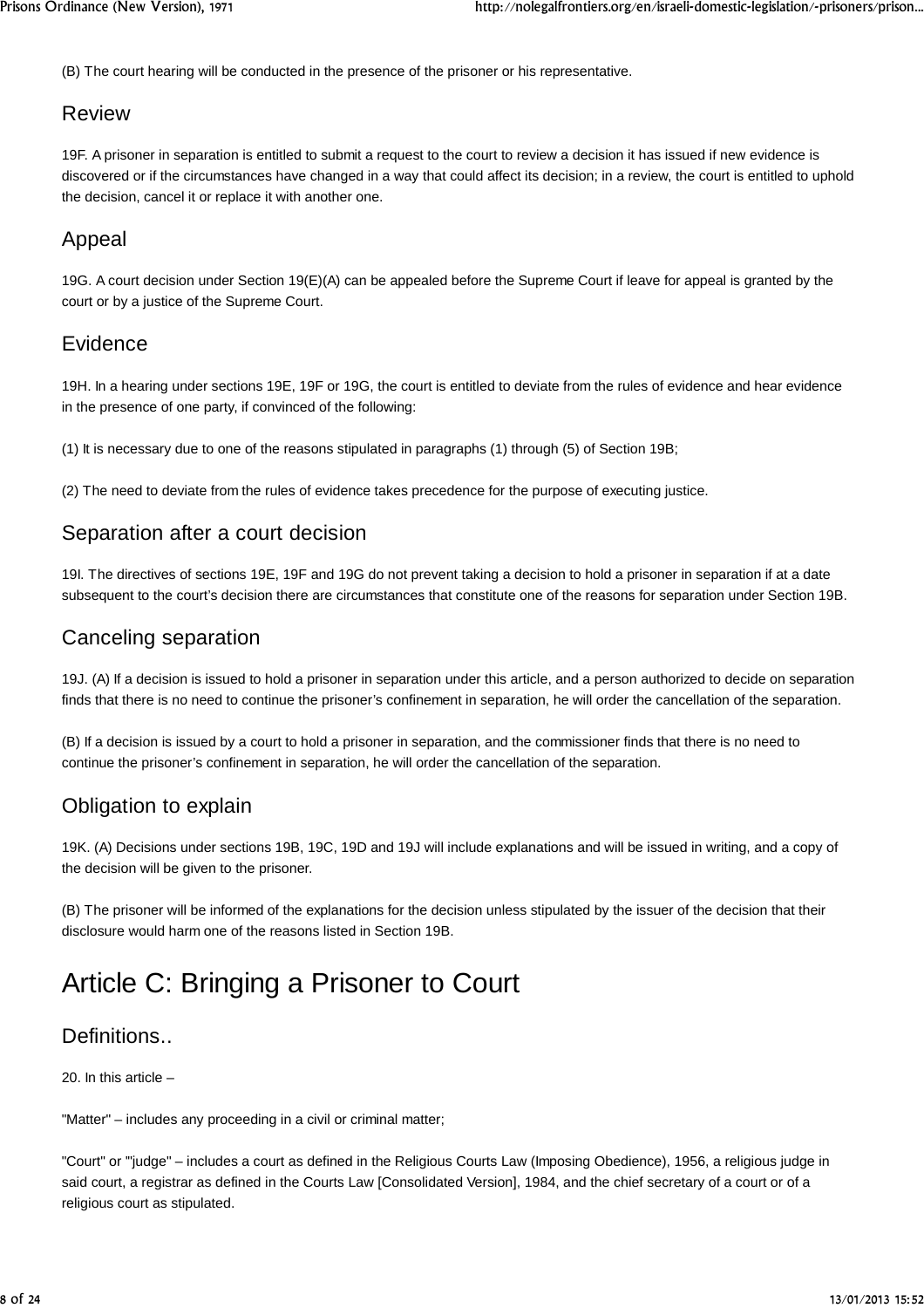(B) The court hearing will be conducted in the presence of the prisoner or his representative.

## Review

19F. A prisoner in separation is entitled to submit a request to the court to review a decision it has issued if new evidence is discovered or if the circumstances have changed in a way that could affect its decision; in a review, the court is entitled to uphold the decision, cancel it or replace it with another one.

## Appeal

19G. A court decision under Section 19(E)(A) can be appealed before the Supreme Court if leave for appeal is granted by the court or by a justice of the Supreme Court.

## Evidence

19H. In a hearing under sections 19E, 19F or 19G, the court is entitled to deviate from the rules of evidence and hear evidence in the presence of one party, if convinced of the following:

(1) It is necessary due to one of the reasons stipulated in paragraphs (1) through (5) of Section 19B;

(2) The need to deviate from the rules of evidence takes precedence for the purpose of executing justice.

## Separation after a court decision

19I. The directives of sections 19E, 19F and 19G do not prevent taking a decision to hold a prisoner in separation if at a date subsequent to the court's decision there are circumstances that constitute one of the reasons for separation under Section 19B.

## Canceling separation

19J. (A) If a decision is issued to hold a prisoner in separation under this article, and a person authorized to decide on separation finds that there is no need to continue the prisoner's confinement in separation, he will order the cancellation of the separation.

(B) If a decision is issued by a court to hold a prisoner in separation, and the commissioner finds that there is no need to continue the prisoner's confinement in separation, he will order the cancellation of the separation.

## Obligation to explain

19K. (A) Decisions under sections 19B, 19C, 19D and 19J will include explanations and will be issued in writing, and a copy of the decision will be given to the prisoner.

(B) The prisoner will be informed of the explanations for the decision unless stipulated by the issuer of the decision that their disclosure would harm one of the reasons listed in Section 19B.

# Article C: Bringing a Prisoner to Court

## Definitions..

20. In this article –

"Matter" – includes any proceeding in a civil or criminal matter;

"Court" or "'judge" – includes a court as defined in the Religious Courts Law (Imposing Obedience), 1956, a religious judge in said court, a registrar as defined in the Courts Law [Consolidated Version], 1984, and the chief secretary of a court or of a religious court as stipulated.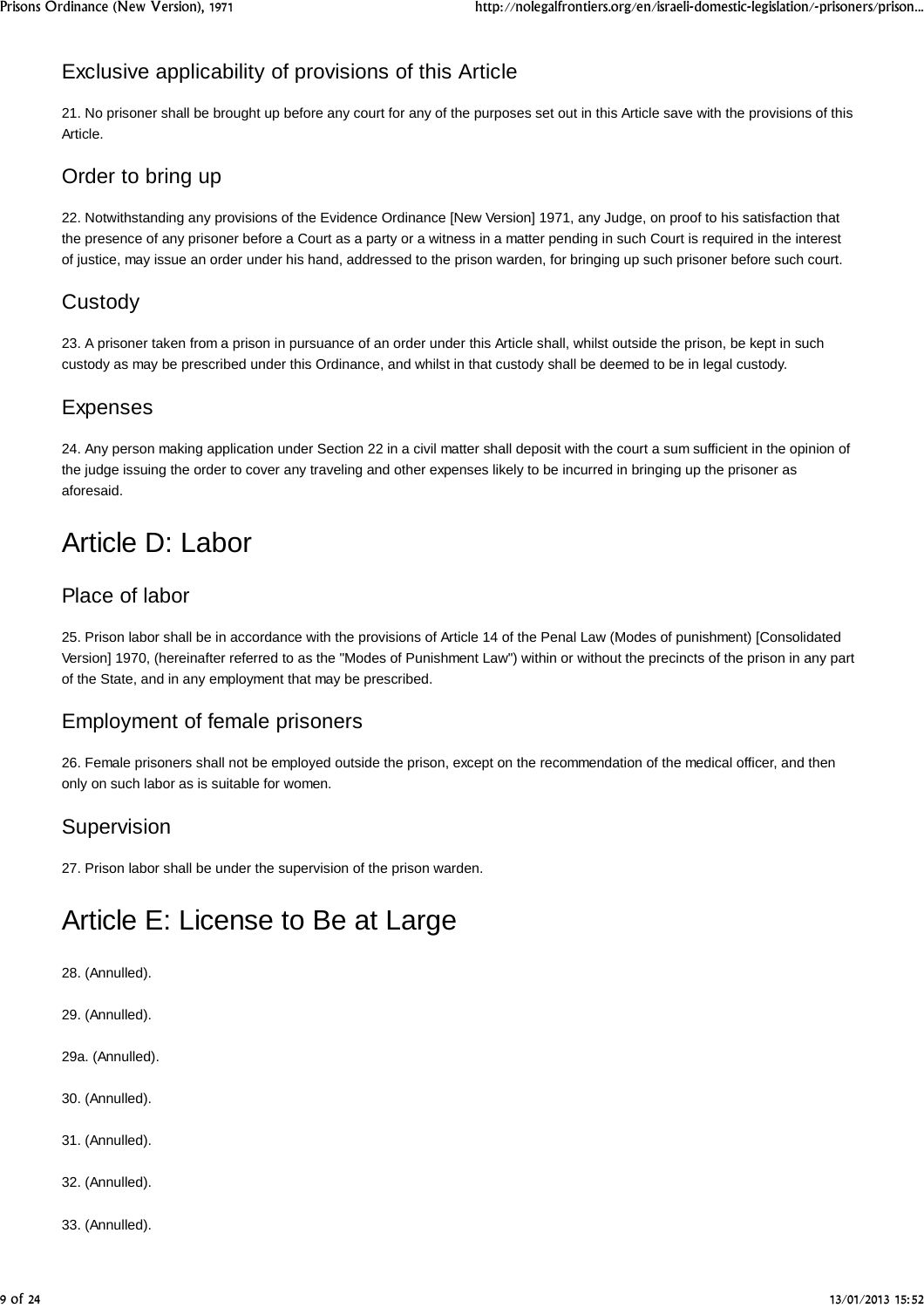### Exclusive applicability of provisions of this Article

21. No prisoner shall be brought up before any court for any of the purposes set out in this Article save with the provisions of this Article.

### Order to bring up

22. Notwithstanding any provisions of the Evidence Ordinance [New Version] 1971, any Judge, on proof to his satisfaction that the presence of any prisoner before a Court as a party or a witness in a matter pending in such Court is required in the interest of justice, may issue an order under his hand, addressed to the prison warden, for bringing up such prisoner before such court.

### Custody

23. A prisoner taken from a prison in pursuance of an order under this Article shall, whilst outside the prison, be kept in such custody as may be prescribed under this Ordinance, and whilst in that custody shall be deemed to be in legal custody.

### Expenses

24. Any person making application under Section 22 in a civil matter shall deposit with the court a sum sufficient in the opinion of the judge issuing the order to cover any traveling and other expenses likely to be incurred in bringing up the prisoner as aforesaid.

## Article D: Labor

### Place of labor

25. Prison labor shall be in accordance with the provisions of Article 14 of the Penal Law (Modes of punishment) [Consolidated Version] 1970, (hereinafter referred to as the "Modes of Punishment Law") within or without the precincts of the prison in any part of the State, and in any employment that may be prescribed.

### Employment of female prisoners

26. Female prisoners shall not be employed outside the prison, except on the recommendation of the medical officer, and then only on such labor as is suitable for women.

### Supervision

27. Prison labor shall be under the supervision of the prison warden.

## Article E: License to Be at Large

28. (Annulled).

29. (Annulled).

29a. (Annulled).

30. (Annulled).

31. (Annulled).

32. (Annulled).

33. (Annulled).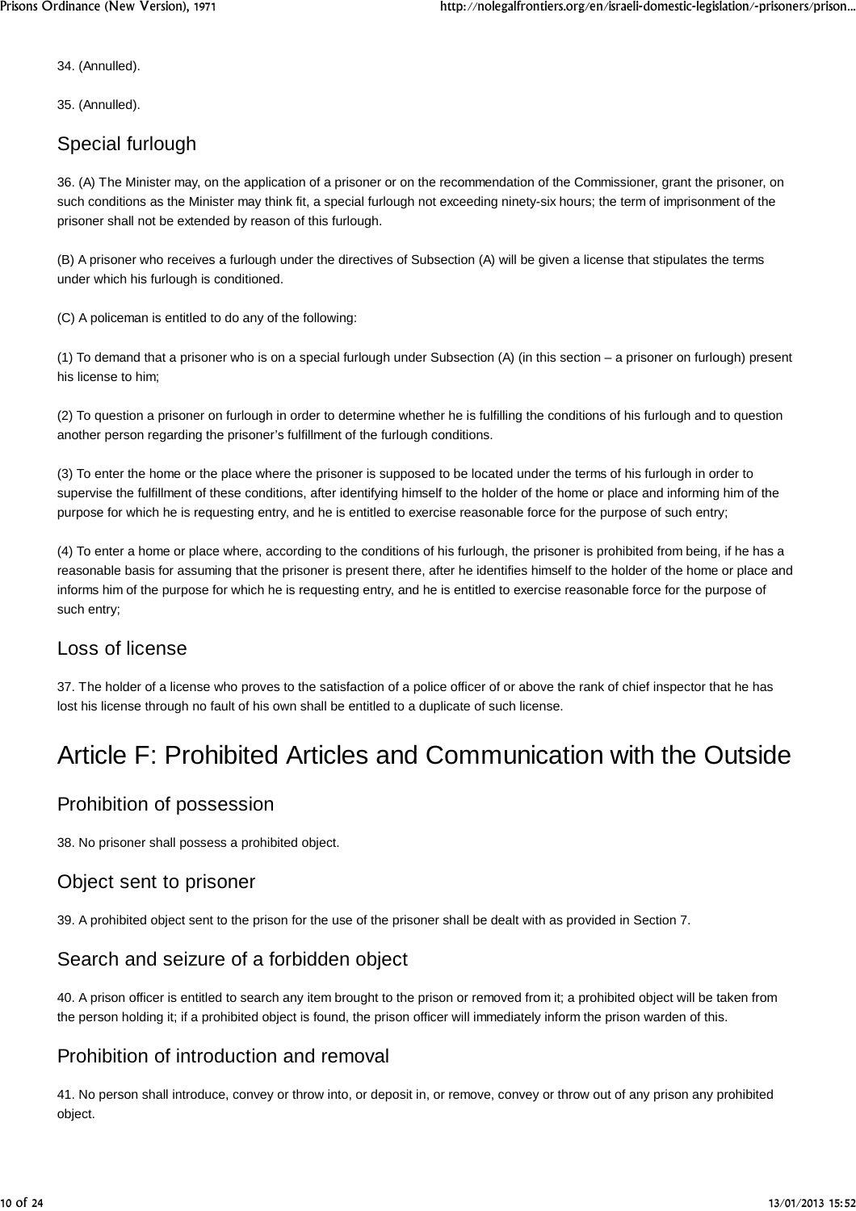34. (Annulled).

35. (Annulled).

## Special furlough

36. (A) The Minister may, on the application of a prisoner or on the recommendation of the Commissioner, grant the prisoner, on such conditions as the Minister may think fit, a special furlough not exceeding ninety-six hours; the term of imprisonment of the prisoner shall not be extended by reason of this furlough.

(B) A prisoner who receives a furlough under the directives of Subsection (A) will be given a license that stipulates the terms under which his furlough is conditioned.

(C) A policeman is entitled to do any of the following:

(1) To demand that a prisoner who is on a special furlough under Subsection (A) (in this section – a prisoner on furlough) present his license to him;

(2) To question a prisoner on furlough in order to determine whether he is fulfilling the conditions of his furlough and to question another person regarding the prisoner's fulfillment of the furlough conditions.

(3) To enter the home or the place where the prisoner is supposed to be located under the terms of his furlough in order to supervise the fulfillment of these conditions, after identifying himself to the holder of the home or place and informing him of the purpose for which he is requesting entry, and he is entitled to exercise reasonable force for the purpose of such entry;

(4) To enter a home or place where, according to the conditions of his furlough, the prisoner is prohibited from being, if he has a reasonable basis for assuming that the prisoner is present there, after he identifies himself to the holder of the home or place and informs him of the purpose for which he is requesting entry, and he is entitled to exercise reasonable force for the purpose of such entry;

## Loss of license

37. The holder of a license who proves to the satisfaction of a police officer of or above the rank of chief inspector that he has lost his license through no fault of his own shall be entitled to a duplicate of such license.

# Article F: Prohibited Articles and Communication with the Outside

## Prohibition of possession

38. No prisoner shall possess a prohibited object.

## Object sent to prisoner

39. A prohibited object sent to the prison for the use of the prisoner shall be dealt with as provided in Section 7.

## Search and seizure of a forbidden object

40. A prison officer is entitled to search any item brought to the prison or removed from it; a prohibited object will be taken from the person holding it; if a prohibited object is found, the prison officer will immediately inform the prison warden of this.

## Prohibition of introduction and removal

41. No person shall introduce, convey or throw into, or deposit in, or remove, convey or throw out of any prison any prohibited object.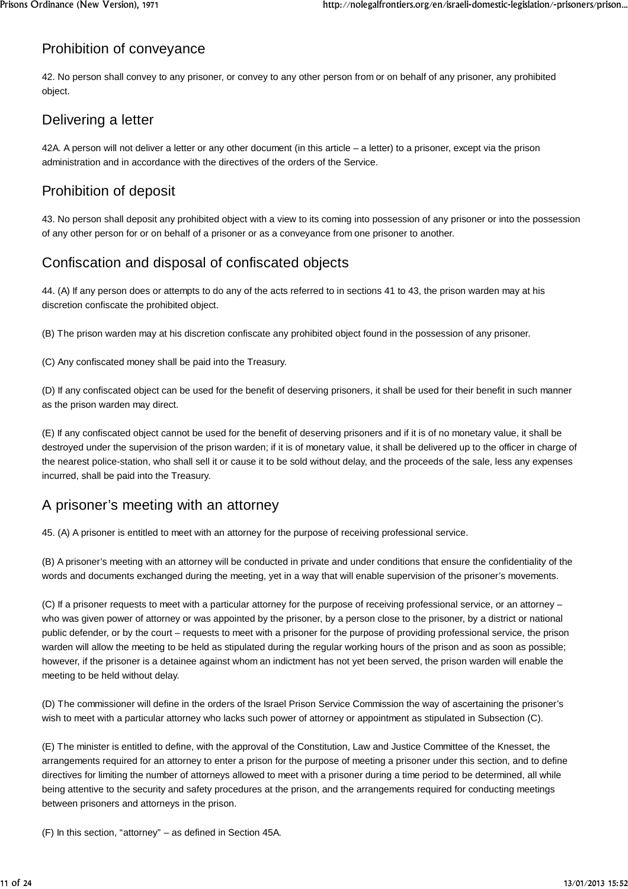## Prohibition of conveyance

42. No person shall convey to any prisoner, or convey to any other person from or on behalf of any prisoner, any prohibited object.

## Delivering a letter

42A. A person will not deliver a letter or any other document (in this article – a letter) to a prisoner, except via the prison administration and in accordance with the directives of the orders of the Service.

## Prohibition of deposit

43. No person shall deposit any prohibited object with a view to its coming into possession of any prisoner or into the possession of any other person for or on behalf of a prisoner or as a conveyance from one prisoner to another.

## Confiscation and disposal of confiscated objects

44. (A) If any person does or attempts to do any of the acts referred to in sections 41 to 43, the prison warden may at his discretion confiscate the prohibited object.

(B) The prison warden may at his discretion confiscate any prohibited object found in the possession of any prisoner.

(C) Any confiscated money shall be paid into the Treasury.

(D) If any confiscated object can be used for the benefit of deserving prisoners, it shall be used for their benefit in such manner as the prison warden may direct.

(E) If any confiscated object cannot be used for the benefit of deserving prisoners and if it is of no monetary value, it shall be destroyed under the supervision of the prison warden; if it is of monetary value, it shall be delivered up to the officer in charge of the nearest police-station, who shall sell it or cause it to be sold without delay, and the proceeds of the sale, less any expenses incurred, shall be paid into the Treasury.

## A prisoner's meeting with an attorney

45. (A) A prisoner is entitled to meet with an attorney for the purpose of receiving professional service.

(B) A prisoner's meeting with an attorney will be conducted in private and under conditions that ensure the confidentiality of the words and documents exchanged during the meeting, yet in a way that will enable supervision of the prisoner's movements.

(C) If a prisoner requests to meet with a particular attorney for the purpose of receiving professional service, or an attorney – who was given power of attorney or was appointed by the prisoner, by a person close to the prisoner, by a district or national public defender, or by the court – requests to meet with a prisoner for the purpose of providing professional service, the prison warden will allow the meeting to be held as stipulated during the regular working hours of the prison and as soon as possible; however, if the prisoner is a detainee against whom an indictment has not yet been served, the prison warden will enable the meeting to be held without delay.

(D) The commissioner will define in the orders of the Israel Prison Service Commission the way of ascertaining the prisoner's wish to meet with a particular attorney who lacks such power of attorney or appointment as stipulated in Subsection (C).

(E) The minister is entitled to define, with the approval of the Constitution, Law and Justice Committee of the Knesset, the arrangements required for an attorney to enter a prison for the purpose of meeting a prisoner under this section, and to define directives for limiting the number of attorneys allowed to meet with a prisoner during a time period to be determined, all while being attentive to the security and safety procedures at the prison, and the arrangements required for conducting meetings between prisoners and attorneys in the prison.

(F) In this section, "attorney" – as defined in Section 45A.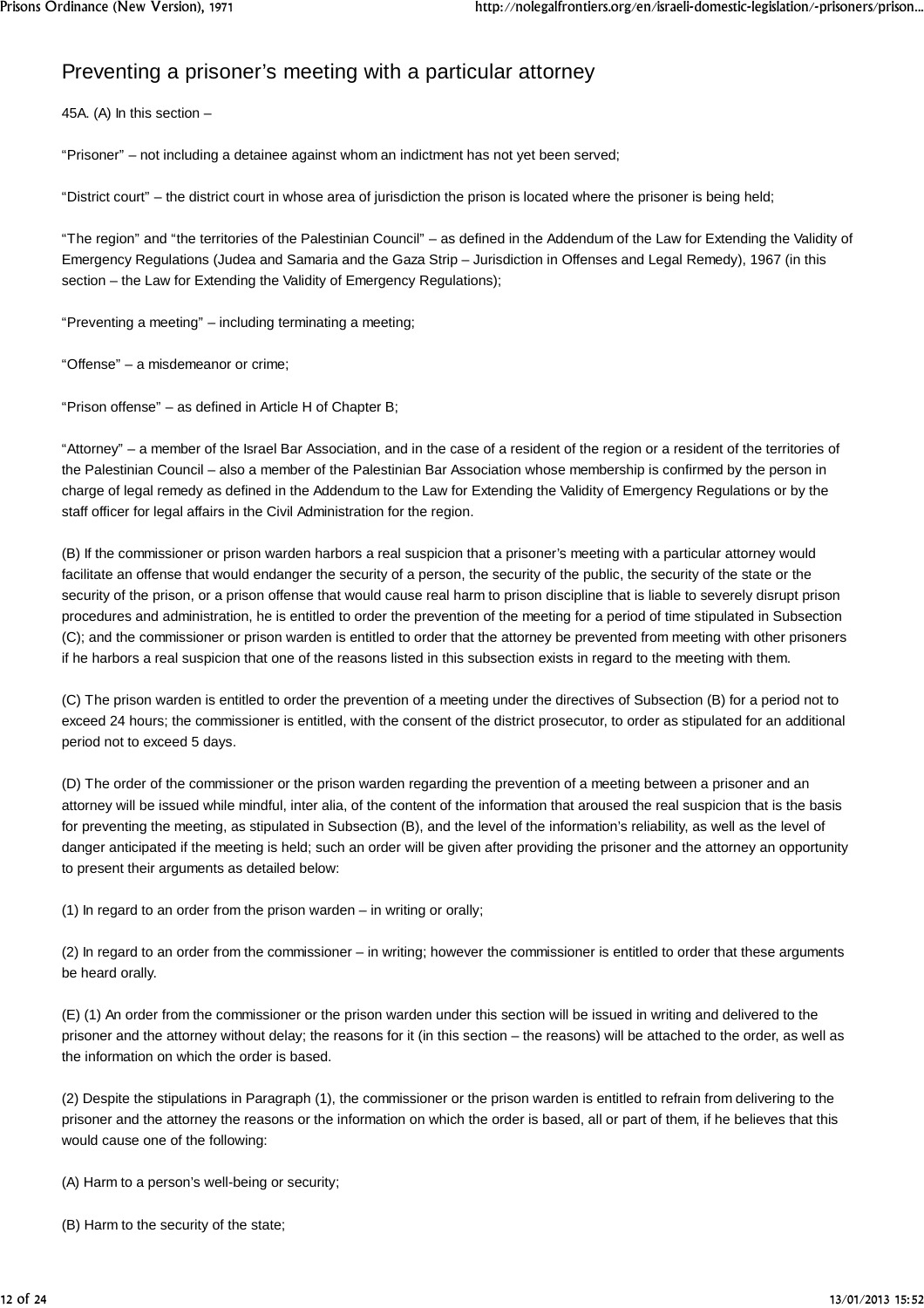## Preventing a prisoner's meeting with a particular attorney

45A. (A) In this section –

"Prisoner" – not including a detainee against whom an indictment has not yet been served;

"District court" – the district court in whose area of jurisdiction the prison is located where the prisoner is being held;

"The region" and "the territories of the Palestinian Council" – as defined in the Addendum of the Law for Extending the Validity of Emergency Regulations (Judea and Samaria and the Gaza Strip – Jurisdiction in Offenses and Legal Remedy), 1967 (in this section – the Law for Extending the Validity of Emergency Regulations);

"Preventing a meeting" – including terminating a meeting;

"Offense" – a misdemeanor or crime;

"Prison offense" – as defined in Article H of Chapter B;

"Attorney" – a member of the Israel Bar Association, and in the case of a resident of the region or a resident of the territories of the Palestinian Council – also a member of the Palestinian Bar Association whose membership is confirmed by the person in charge of legal remedy as defined in the Addendum to the Law for Extending the Validity of Emergency Regulations or by the staff officer for legal affairs in the Civil Administration for the region.

(B) If the commissioner or prison warden harbors a real suspicion that a prisoner's meeting with a particular attorney would facilitate an offense that would endanger the security of a person, the security of the public, the security of the state or the security of the prison, or a prison offense that would cause real harm to prison discipline that is liable to severely disrupt prison procedures and administration, he is entitled to order the prevention of the meeting for a period of time stipulated in Subsection (C); and the commissioner or prison warden is entitled to order that the attorney be prevented from meeting with other prisoners if he harbors a real suspicion that one of the reasons listed in this subsection exists in regard to the meeting with them.

(C) The prison warden is entitled to order the prevention of a meeting under the directives of Subsection (B) for a period not to exceed 24 hours; the commissioner is entitled, with the consent of the district prosecutor, to order as stipulated for an additional period not to exceed 5 days.

(D) The order of the commissioner or the prison warden regarding the prevention of a meeting between a prisoner and an attorney will be issued while mindful, inter alia, of the content of the information that aroused the real suspicion that is the basis for preventing the meeting, as stipulated in Subsection (B), and the level of the information's reliability, as well as the level of danger anticipated if the meeting is held; such an order will be given after providing the prisoner and the attorney an opportunity to present their arguments as detailed below:

(1) In regard to an order from the prison warden – in writing or orally;

(2) In regard to an order from the commissioner – in writing; however the commissioner is entitled to order that these arguments be heard orally.

(E) (1) An order from the commissioner or the prison warden under this section will be issued in writing and delivered to the prisoner and the attorney without delay; the reasons for it (in this section – the reasons) will be attached to the order, as well as the information on which the order is based.

(2) Despite the stipulations in Paragraph (1), the commissioner or the prison warden is entitled to refrain from delivering to the prisoner and the attorney the reasons or the information on which the order is based, all or part of them, if he believes that this would cause one of the following:

(A) Harm to a person's well-being or security;

(B) Harm to the security of the state;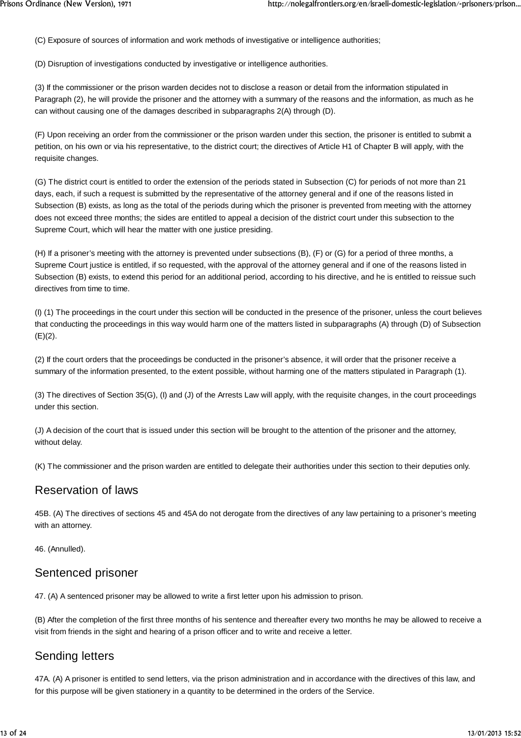(C) Exposure of sources of information and work methods of investigative or intelligence authorities;

(D) Disruption of investigations conducted by investigative or intelligence authorities.

(3) If the commissioner or the prison warden decides not to disclose a reason or detail from the information stipulated in Paragraph (2), he will provide the prisoner and the attorney with a summary of the reasons and the information, as much as he can without causing one of the damages described in subparagraphs 2(A) through (D).

(F) Upon receiving an order from the commissioner or the prison warden under this section, the prisoner is entitled to submit a petition, on his own or via his representative, to the district court; the directives of Article H1 of Chapter B will apply, with the requisite changes.

(G) The district court is entitled to order the extension of the periods stated in Subsection (C) for periods of not more than 21 days, each, if such a request is submitted by the representative of the attorney general and if one of the reasons listed in Subsection (B) exists, as long as the total of the periods during which the prisoner is prevented from meeting with the attorney does not exceed three months; the sides are entitled to appeal a decision of the district court under this subsection to the Supreme Court, which will hear the matter with one justice presiding.

(H) If a prisoner's meeting with the attorney is prevented under subsections (B), (F) or (G) for a period of three months, a Supreme Court justice is entitled, if so requested, with the approval of the attorney general and if one of the reasons listed in Subsection (B) exists, to extend this period for an additional period, according to his directive, and he is entitled to reissue such directives from time to time.

(I) (1) The proceedings in the court under this section will be conducted in the presence of the prisoner, unless the court believes that conducting the proceedings in this way would harm one of the matters listed in subparagraphs (A) through (D) of Subsection (E)(2).

(2) If the court orders that the proceedings be conducted in the prisoner's absence, it will order that the prisoner receive a summary of the information presented, to the extent possible, without harming one of the matters stipulated in Paragraph (1).

(3) The directives of Section 35(G), (I) and (J) of the Arrests Law will apply, with the requisite changes, in the court proceedings under this section.

(J) A decision of the court that is issued under this section will be brought to the attention of the prisoner and the attorney, without delay.

(K) The commissioner and the prison warden are entitled to delegate their authorities under this section to their deputies only.

## Reservation of laws

45B. (A) The directives of sections 45 and 45A do not derogate from the directives of any law pertaining to a prisoner's meeting with an attorney.

46. (Annulled).

## Sentenced prisoner

47. (A) A sentenced prisoner may be allowed to write a first letter upon his admission to prison.

(B) After the completion of the first three months of his sentence and thereafter every two months he may be allowed to receive a visit from friends in the sight and hearing of a prison officer and to write and receive a letter.

## Sending letters

47A. (A) A prisoner is entitled to send letters, via the prison administration and in accordance with the directives of this law, and for this purpose will be given stationery in a quantity to be determined in the orders of the Service.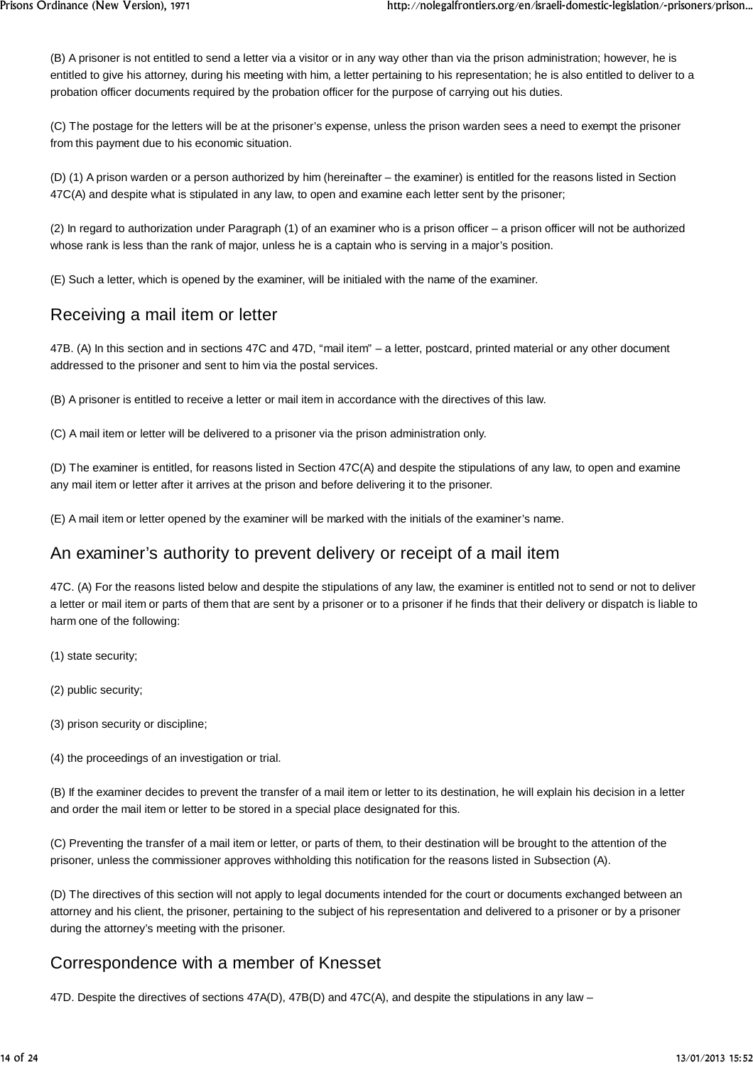(B) A prisoner is not entitled to send a letter via a visitor or in any way other than via the prison administration; however, he is entitled to give his attorney, during his meeting with him, a letter pertaining to his representation; he is also entitled to deliver to a probation officer documents required by the probation officer for the purpose of carrying out his duties.

(C) The postage for the letters will be at the prisoner's expense, unless the prison warden sees a need to exempt the prisoner from this payment due to his economic situation.

(D) (1) A prison warden or a person authorized by him (hereinafter – the examiner) is entitled for the reasons listed in Section 47C(A) and despite what is stipulated in any law, to open and examine each letter sent by the prisoner;

(2) In regard to authorization under Paragraph (1) of an examiner who is a prison officer – a prison officer will not be authorized whose rank is less than the rank of major, unless he is a captain who is serving in a major's position.

(E) Such a letter, which is opened by the examiner, will be initialed with the name of the examiner.

## Receiving a mail item or letter

47B. (A) In this section and in sections 47C and 47D, "mail item" – a letter, postcard, printed material or any other document addressed to the prisoner and sent to him via the postal services.

(B) A prisoner is entitled to receive a letter or mail item in accordance with the directives of this law.

(C) A mail item or letter will be delivered to a prisoner via the prison administration only.

(D) The examiner is entitled, for reasons listed in Section 47C(A) and despite the stipulations of any law, to open and examine any mail item or letter after it arrives at the prison and before delivering it to the prisoner.

(E) A mail item or letter opened by the examiner will be marked with the initials of the examiner's name.

## An examiner's authority to prevent delivery or receipt of a mail item

47C. (A) For the reasons listed below and despite the stipulations of any law, the examiner is entitled not to send or not to deliver a letter or mail item or parts of them that are sent by a prisoner or to a prisoner if he finds that their delivery or dispatch is liable to harm one of the following:

(1) state security;

(2) public security;

(3) prison security or discipline;

(4) the proceedings of an investigation or trial.

(B) If the examiner decides to prevent the transfer of a mail item or letter to its destination, he will explain his decision in a letter and order the mail item or letter to be stored in a special place designated for this.

(C) Preventing the transfer of a mail item or letter, or parts of them, to their destination will be brought to the attention of the prisoner, unless the commissioner approves withholding this notification for the reasons listed in Subsection (A).

(D) The directives of this section will not apply to legal documents intended for the court or documents exchanged between an attorney and his client, the prisoner, pertaining to the subject of his representation and delivered to a prisoner or by a prisoner during the attorney's meeting with the prisoner.

## Correspondence with a member of Knesset

47D. Despite the directives of sections 47A(D), 47B(D) and 47C(A), and despite the stipulations in any law –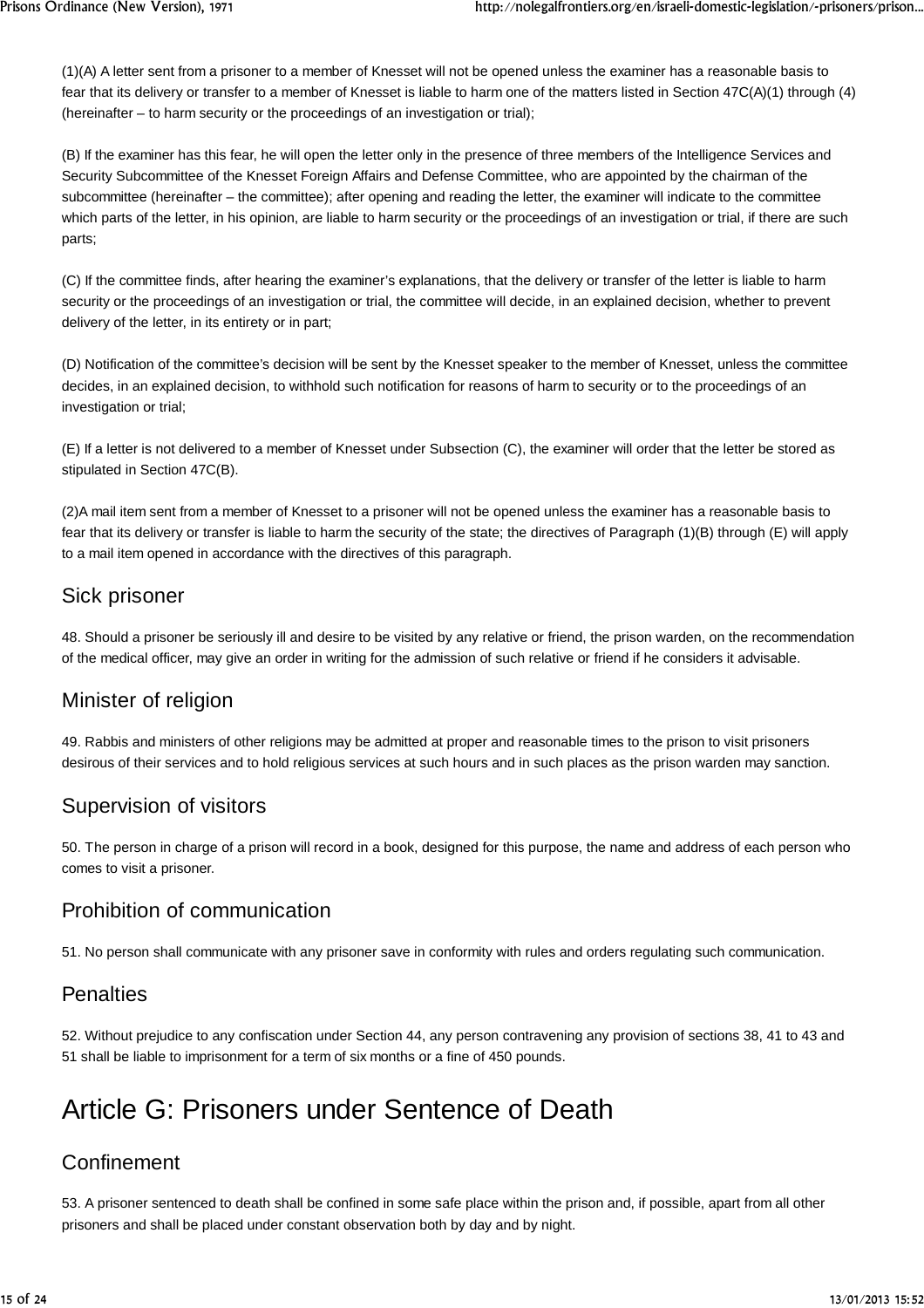(1)(A) A letter sent from a prisoner to a member of Knesset will not be opened unless the examiner has a reasonable basis to fear that its delivery or transfer to a member of Knesset is liable to harm one of the matters listed in Section 47C(A)(1) through (4) (hereinafter – to harm security or the proceedings of an investigation or trial);

(B) If the examiner has this fear, he will open the letter only in the presence of three members of the Intelligence Services and Security Subcommittee of the Knesset Foreign Affairs and Defense Committee, who are appointed by the chairman of the subcommittee (hereinafter – the committee); after opening and reading the letter, the examiner will indicate to the committee which parts of the letter, in his opinion, are liable to harm security or the proceedings of an investigation or trial, if there are such parts;

(C) If the committee finds, after hearing the examiner's explanations, that the delivery or transfer of the letter is liable to harm security or the proceedings of an investigation or trial, the committee will decide, in an explained decision, whether to prevent delivery of the letter, in its entirety or in part;

(D) Notification of the committee's decision will be sent by the Knesset speaker to the member of Knesset, unless the committee decides, in an explained decision, to withhold such notification for reasons of harm to security or to the proceedings of an investigation or trial;

(E) If a letter is not delivered to a member of Knesset under Subsection (C), the examiner will order that the letter be stored as stipulated in Section 47C(B).

(2)A mail item sent from a member of Knesset to a prisoner will not be opened unless the examiner has a reasonable basis to fear that its delivery or transfer is liable to harm the security of the state; the directives of Paragraph (1)(B) through (E) will apply to a mail item opened in accordance with the directives of this paragraph.

## Sick prisoner

48. Should a prisoner be seriously ill and desire to be visited by any relative or friend, the prison warden, on the recommendation of the medical officer, may give an order in writing for the admission of such relative or friend if he considers it advisable.

## Minister of religion

49. Rabbis and ministers of other religions may be admitted at proper and reasonable times to the prison to visit prisoners desirous of their services and to hold religious services at such hours and in such places as the prison warden may sanction.

## Supervision of visitors

50. The person in charge of a prison will record in a book, designed for this purpose, the name and address of each person who comes to visit a prisoner.

## Prohibition of communication

51. No person shall communicate with any prisoner save in conformity with rules and orders regulating such communication.

## Penalties

52. Without prejudice to any confiscation under Section 44, any person contravening any provision of sections 38, 41 to 43 and 51 shall be liable to imprisonment for a term of six months or a fine of 450 pounds.

# Article G: Prisoners under Sentence of Death

## Confinement

53. A prisoner sentenced to death shall be confined in some safe place within the prison and, if possible, apart from all other prisoners and shall be placed under constant observation both by day and by night.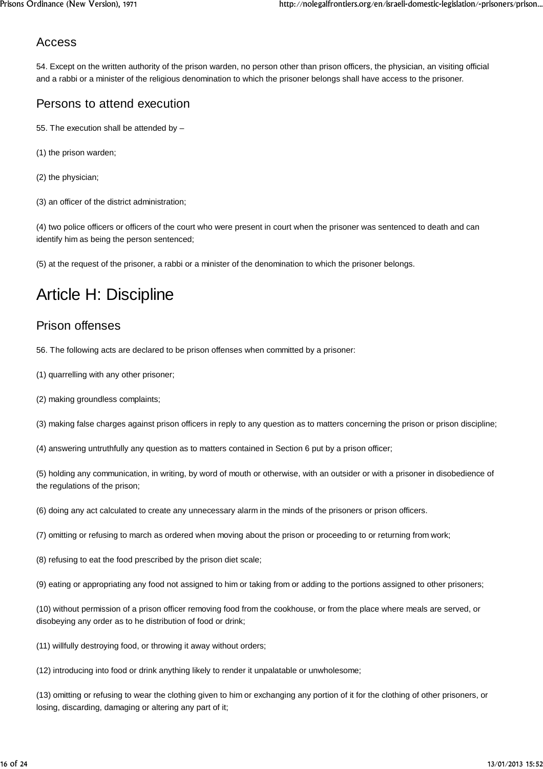## Access

54. Except on the written authority of the prison warden, no person other than prison officers, the physician, an visiting official and a rabbi or a minister of the religious denomination to which the prisoner belongs shall have access to the prisoner.

## Persons to attend execution

55. The execution shall be attended by –

(1) the prison warden;

(2) the physician;

(3) an officer of the district administration;

(4) two police officers or officers of the court who were present in court when the prisoner was sentenced to death and can identify him as being the person sentenced;

(5) at the request of the prisoner, a rabbi or a minister of the denomination to which the prisoner belongs.

# Article H: Discipline

## Prison offenses

56. The following acts are declared to be prison offenses when committed by a prisoner:

(1) quarrelling with any other prisoner;

(2) making groundless complaints;

(3) making false charges against prison officers in reply to any question as to matters concerning the prison or prison discipline;

(4) answering untruthfully any question as to matters contained in Section 6 put by a prison officer;

(5) holding any communication, in writing, by word of mouth or otherwise, with an outsider or with a prisoner in disobedience of the regulations of the prison;

(6) doing any act calculated to create any unnecessary alarm in the minds of the prisoners or prison officers.

(7) omitting or refusing to march as ordered when moving about the prison or proceeding to or returning from work;

(8) refusing to eat the food prescribed by the prison diet scale;

(9) eating or appropriating any food not assigned to him or taking from or adding to the portions assigned to other prisoners;

(10) without permission of a prison officer removing food from the cookhouse, or from the place where meals are served, or disobeying any order as to he distribution of food or drink;

(11) willfully destroying food, or throwing it away without orders;

(12) introducing into food or drink anything likely to render it unpalatable or unwholesome;

(13) omitting or refusing to wear the clothing given to him or exchanging any portion of it for the clothing of other prisoners, or losing, discarding, damaging or altering any part of it;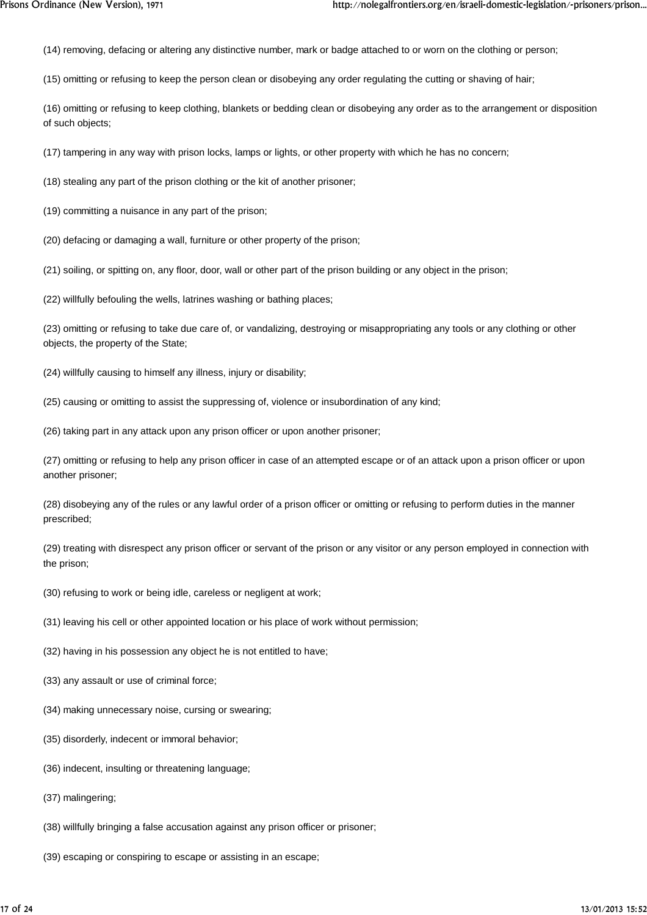(14) removing, defacing or altering any distinctive number, mark or badge attached to or worn on the clothing or person;

(15) omitting or refusing to keep the person clean or disobeying any order regulating the cutting or shaving of hair;

(16) omitting or refusing to keep clothing, blankets or bedding clean or disobeying any order as to the arrangement or disposition of such objects;

(17) tampering in any way with prison locks, lamps or lights, or other property with which he has no concern;

(18) stealing any part of the prison clothing or the kit of another prisoner;

(19) committing a nuisance in any part of the prison;

(20) defacing or damaging a wall, furniture or other property of the prison;

(21) soiling, or spitting on, any floor, door, wall or other part of the prison building or any object in the prison;

(22) willfully befouling the wells, latrines washing or bathing places;

(23) omitting or refusing to take due care of, or vandalizing, destroying or misappropriating any tools or any clothing or other objects, the property of the State;

(24) willfully causing to himself any illness, injury or disability;

(25) causing or omitting to assist the suppressing of, violence or insubordination of any kind;

(26) taking part in any attack upon any prison officer or upon another prisoner;

(27) omitting or refusing to help any prison officer in case of an attempted escape or of an attack upon a prison officer or upon another prisoner;

(28) disobeying any of the rules or any lawful order of a prison officer or omitting or refusing to perform duties in the manner prescribed;

(29) treating with disrespect any prison officer or servant of the prison or any visitor or any person employed in connection with the prison;

(30) refusing to work or being idle, careless or negligent at work;

(31) leaving his cell or other appointed location or his place of work without permission;

(32) having in his possession any object he is not entitled to have;

(33) any assault or use of criminal force;

(34) making unnecessary noise, cursing or swearing;

(35) disorderly, indecent or immoral behavior;

(36) indecent, insulting or threatening language;

(37) malingering;

(38) willfully bringing a false accusation against any prison officer or prisoner;

(39) escaping or conspiring to escape or assisting in an escape;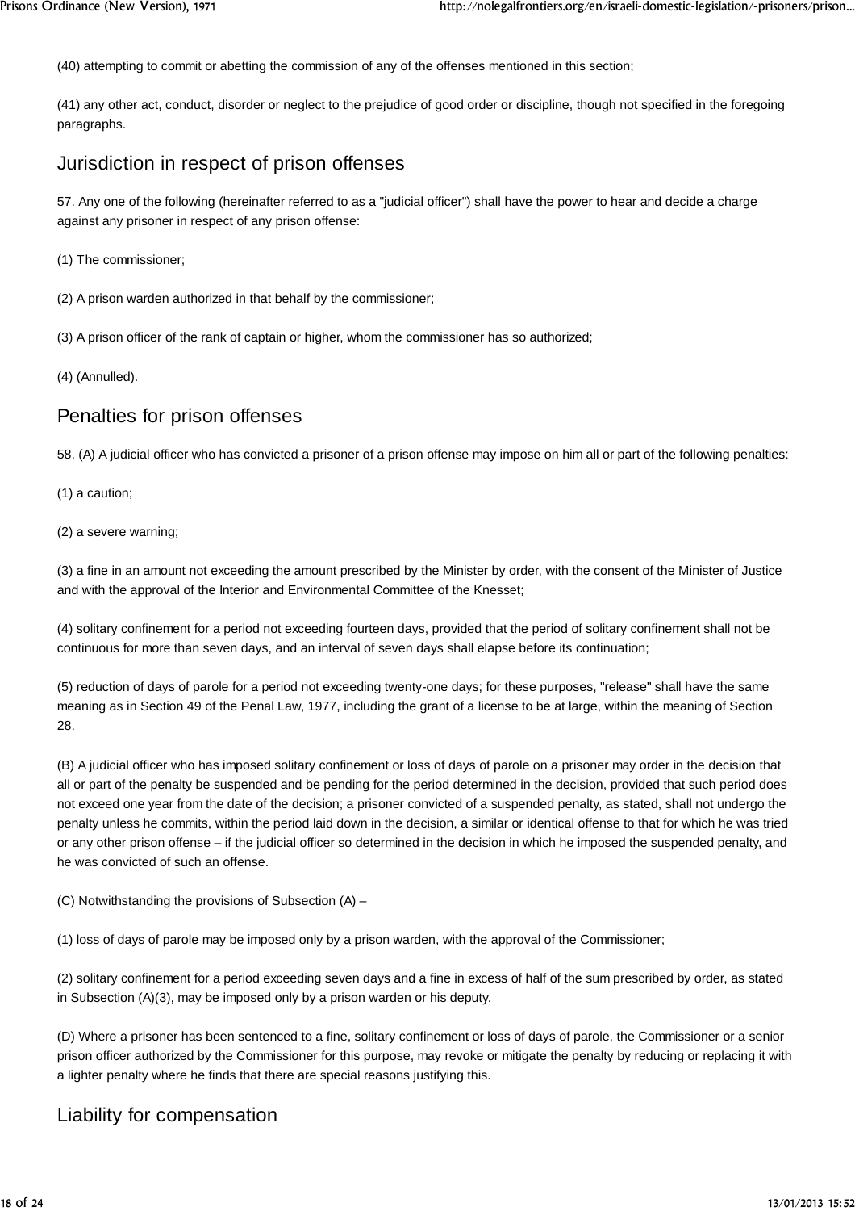(40) attempting to commit or abetting the commission of any of the offenses mentioned in this section;

(41) any other act, conduct, disorder or neglect to the prejudice of good order or discipline, though not specified in the foregoing paragraphs.

## Jurisdiction in respect of prison offenses

57. Any one of the following (hereinafter referred to as a "judicial officer") shall have the power to hear and decide a charge against any prisoner in respect of any prison offense:

(1) The commissioner;

(2) A prison warden authorized in that behalf by the commissioner;

(3) A prison officer of the rank of captain or higher, whom the commissioner has so authorized;

(4) (Annulled).

## Penalties for prison offenses

58. (A) A judicial officer who has convicted a prisoner of a prison offense may impose on him all or part of the following penalties:

(1) a caution;

(2) a severe warning;

(3) a fine in an amount not exceeding the amount prescribed by the Minister by order, with the consent of the Minister of Justice and with the approval of the Interior and Environmental Committee of the Knesset;

(4) solitary confinement for a period not exceeding fourteen days, provided that the period of solitary confinement shall not be continuous for more than seven days, and an interval of seven days shall elapse before its continuation;

(5) reduction of days of parole for a period not exceeding twenty-one days; for these purposes, "release" shall have the same meaning as in Section 49 of the Penal Law, 1977, including the grant of a license to be at large, within the meaning of Section 28.

(B) A judicial officer who has imposed solitary confinement or loss of days of parole on a prisoner may order in the decision that all or part of the penalty be suspended and be pending for the period determined in the decision, provided that such period does not exceed one year from the date of the decision; a prisoner convicted of a suspended penalty, as stated, shall not undergo the penalty unless he commits, within the period laid down in the decision, a similar or identical offense to that for which he was tried or any other prison offense – if the judicial officer so determined in the decision in which he imposed the suspended penalty, and he was convicted of such an offense.

(C) Notwithstanding the provisions of Subsection (A) –

(1) loss of days of parole may be imposed only by a prison warden, with the approval of the Commissioner;

(2) solitary confinement for a period exceeding seven days and a fine in excess of half of the sum prescribed by order, as stated in Subsection (A)(3), may be imposed only by a prison warden or his deputy.

(D) Where a prisoner has been sentenced to a fine, solitary confinement or loss of days of parole, the Commissioner or a senior prison officer authorized by the Commissioner for this purpose, may revoke or mitigate the penalty by reducing or replacing it with a lighter penalty where he finds that there are special reasons justifying this.

## Liability for compensation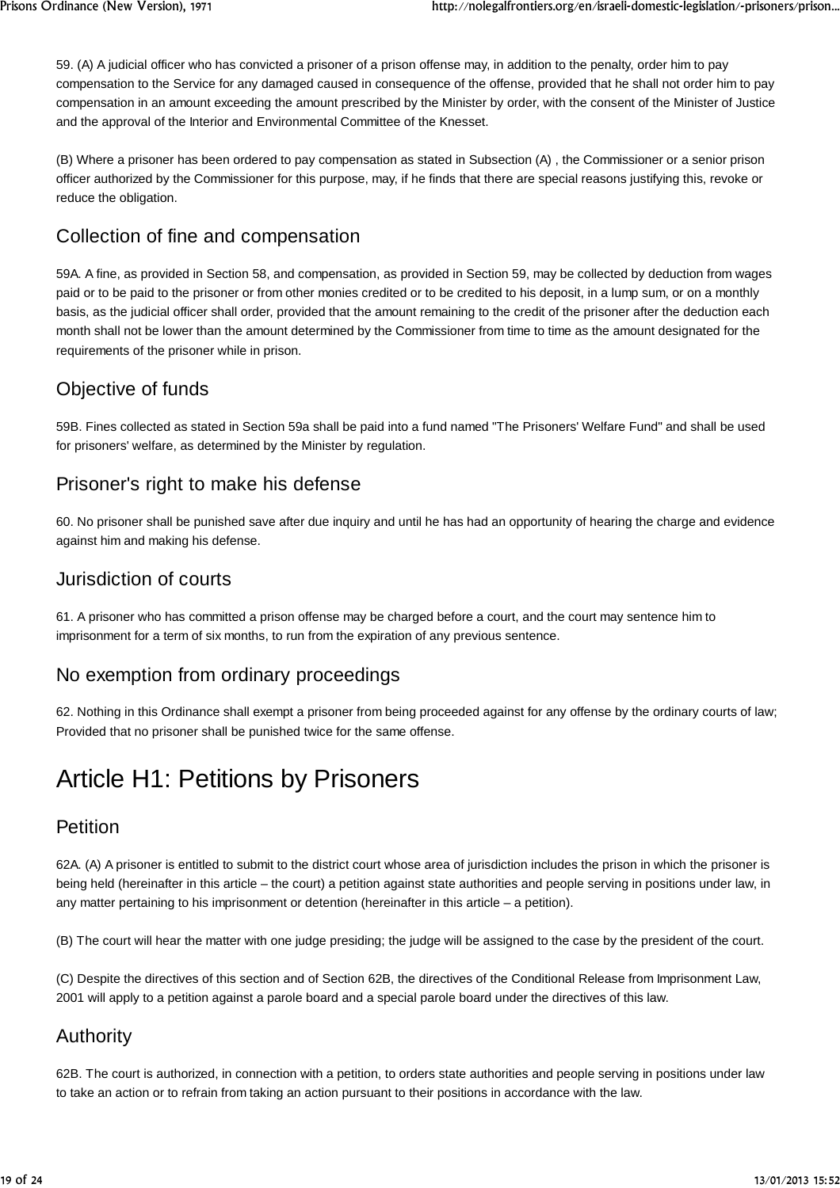59. (A) A judicial officer who has convicted a prisoner of a prison offense may, in addition to the penalty, order him to pay compensation to the Service for any damaged caused in consequence of the offense, provided that he shall not order him to pay compensation in an amount exceeding the amount prescribed by the Minister by order, with the consent of the Minister of Justice and the approval of the Interior and Environmental Committee of the Knesset.

(B) Where a prisoner has been ordered to pay compensation as stated in Subsection (A) , the Commissioner or a senior prison officer authorized by the Commissioner for this purpose, may, if he finds that there are special reasons justifying this, revoke or reduce the obligation.

## Collection of fine and compensation

59A. A fine, as provided in Section 58, and compensation, as provided in Section 59, may be collected by deduction from wages paid or to be paid to the prisoner or from other monies credited or to be credited to his deposit, in a lump sum, or on a monthly basis, as the judicial officer shall order, provided that the amount remaining to the credit of the prisoner after the deduction each month shall not be lower than the amount determined by the Commissioner from time to time as the amount designated for the requirements of the prisoner while in prison.

## Objective of funds

59B. Fines collected as stated in Section 59a shall be paid into a fund named "The Prisoners' Welfare Fund" and shall be used for prisoners' welfare, as determined by the Minister by regulation.

## Prisoner's right to make his defense

60. No prisoner shall be punished save after due inquiry and until he has had an opportunity of hearing the charge and evidence against him and making his defense.

## Jurisdiction of courts

61. A prisoner who has committed a prison offense may be charged before a court, and the court may sentence him to imprisonment for a term of six months, to run from the expiration of any previous sentence.

## No exemption from ordinary proceedings

62. Nothing in this Ordinance shall exempt a prisoner from being proceeded against for any offense by the ordinary courts of law; Provided that no prisoner shall be punished twice for the same offense.

# Article H1: Petitions by Prisoners

## Petition

62A. (A) A prisoner is entitled to submit to the district court whose area of jurisdiction includes the prison in which the prisoner is being held (hereinafter in this article – the court) a petition against state authorities and people serving in positions under law, in any matter pertaining to his imprisonment or detention (hereinafter in this article – a petition).

(B) The court will hear the matter with one judge presiding; the judge will be assigned to the case by the president of the court.

(C) Despite the directives of this section and of Section 62B, the directives of the Conditional Release from Imprisonment Law, 2001 will apply to a petition against a parole board and a special parole board under the directives of this law.

## Authority

62B. The court is authorized, in connection with a petition, to orders state authorities and people serving in positions under law to take an action or to refrain from taking an action pursuant to their positions in accordance with the law.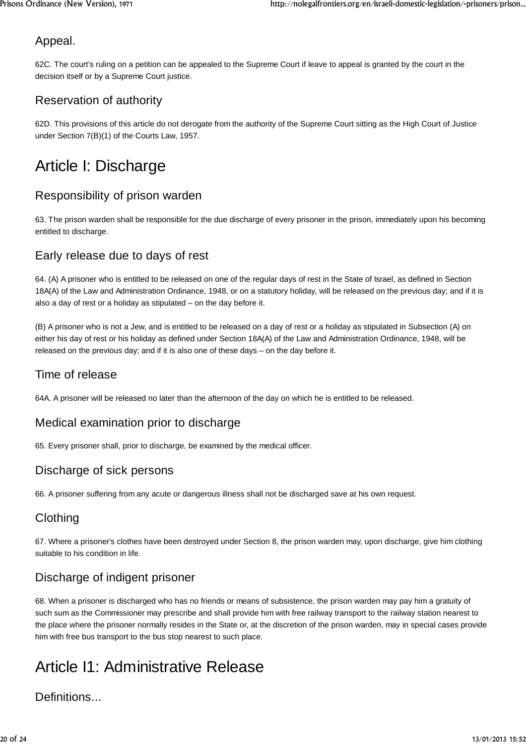### Appeal.

62C. The court's ruling on a petition can be appealed to the Supreme Court if leave to appeal is granted by the court in the decision itself or by a Supreme Court justice.

### Reservation of authority

62D. This provisions of this article do not derogate from the authority of the Supreme Court sitting as the High Court of Justice under Section 7(B)(1) of the Courts Law, 1957.

## Article I: Discharge

### Responsibility of prison warden

63. The prison warden shall be responsible for the due discharge of every prisoner in the prison, immediately upon his becoming entitled to discharge.

### Early release due to days of rest

64. (A) A prisoner who is entitled to be released on one of the regular days of rest in the State of Israel, as defined in Section 18A(A) of the Law and Administration Ordinance, 1948, or on a statutory holiday, will be released on the previous day; and if it is also a day of rest or a holiday as stipulated – on the day before it.

(B) A prisoner who is not a Jew, and is entitled to be released on a day of rest or a holiday as stipulated in Subsection (A) on either his day of rest or his holiday as defined under Section 18A(A) of the Law and Administration Ordinance, 1948, will be released on the previous day; and if it is also one of these days – on the day before it.

### Time of release

64A. A prisoner will be released no later than the afternoon of the day on which he is entitled to be released.

### Medical examination prior to discharge

65. Every prisoner shall, prior to discharge, be examined by the medical officer.

### Discharge of sick persons

66. A prisoner suffering from any acute or dangerous illness shall not be discharged save at his own request.

### Clothing

67. Where a prisoner's clothes have been destroyed under Section 8, the prison warden may, upon discharge, give him clothing suitable to his condition in life.

### Discharge of indigent prisoner

68. When a prisoner is discharged who has no friends or means of subsistence, the prison warden may pay him a gratuity of such sum as the Commissioner may prescribe and shall provide him with free railway transport to the railway station nearest to the place where the prisoner normally resides in the State or, at the discretion of the prison warden, may in special cases provide him with free bus transport to the bus stop nearest to such place.

## Article I1: Administrative Release

### Definitions...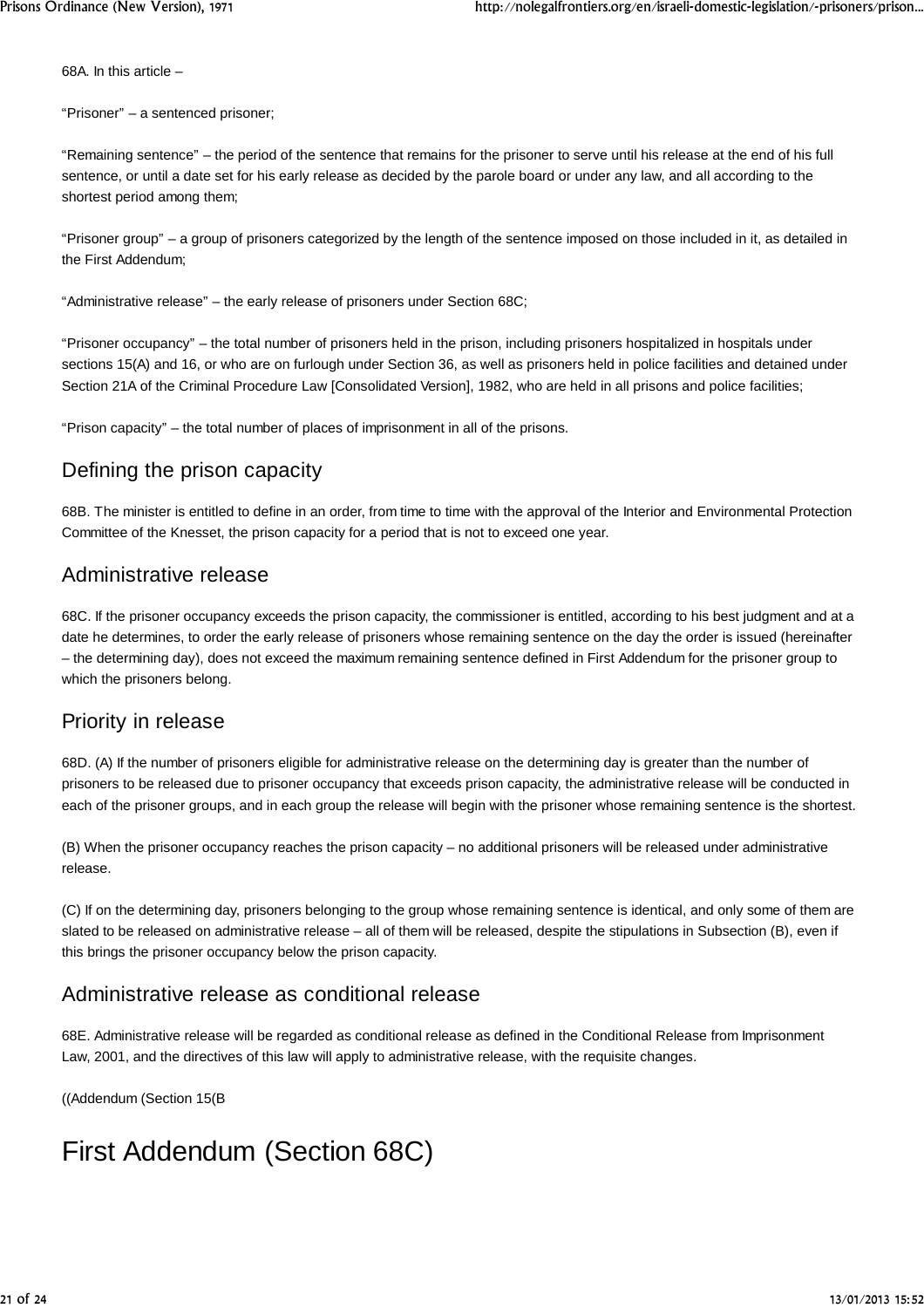68A. In this article –

“Prisoner” – a sentenced prisoner;

“Remaining sentence” – the period of the sentence that remains for the prisoner to serve until his release at the end of his full sentence, or until a date set for his early release as decided by the parole board or under any law, and all according to the shortest period among them;

“Prisoner group” – a group of prisoners categorized by the length of the sentence imposed on those included in it, as detailed in the First Addendum;

“Administrative release” – the early release of prisoners under Section 68C;

“Prisoner occupancy” – the total number of prisoners held in the prison, including prisoners hospitalized in hospitals under sections 15(A) and 16, or who are on furlough under Section 36, as well as prisoners held in police facilities and detained under Section 21A of the Criminal Procedure Law [Consolidated Version], 1982, who are held in all prisons and police facilities;

“Prison capacity” – the total number of places of imprisonment in all of the prisons.

## Defining the prison capacity

68B. The minister is entitled to define in an order, from time to time with the approval of the Interior and Environmental Protection Committee of the Knesset, the prison capacity for a period that is not to exceed one year.

## Administrative release

68C. If the prisoner occupancy exceeds the prison capacity, the commissioner is entitled, according to his best judgment and at a date he determines, to order the early release of prisoners whose remaining sentence on the day the order is issued (hereinafter – the determining day), does not exceed the maximum remaining sentence defined in First Addendum for the prisoner group to which the prisoners belong.

## Priority in release

68D. (A) If the number of prisoners eligible for administrative release on the determining day is greater than the number of prisoners to be released due to prisoner occupancy that exceeds prison capacity, the administrative release will be conducted in each of the prisoner groups, and in each group the release will begin with the prisoner whose remaining sentence is the shortest.

(B) When the prisoner occupancy reaches the prison capacity – no additional prisoners will be released under administrative release.

(C) If on the determining day, prisoners belonging to the group whose remaining sentence is identical, and only some of them are slated to be released on administrative release – all of them will be released, despite the stipulations in Subsection (B), even if this brings the prisoner occupancy below the prison capacity.

## Administrative release as conditional release

68E. Administrative release will be regarded as conditional release as defined in the Conditional Release from Imprisonment Law, 2001, and the directives of this law will apply to administrative release, with the requisite changes.

((Addendum (Section 15(B

# First Addendum (Section 68C)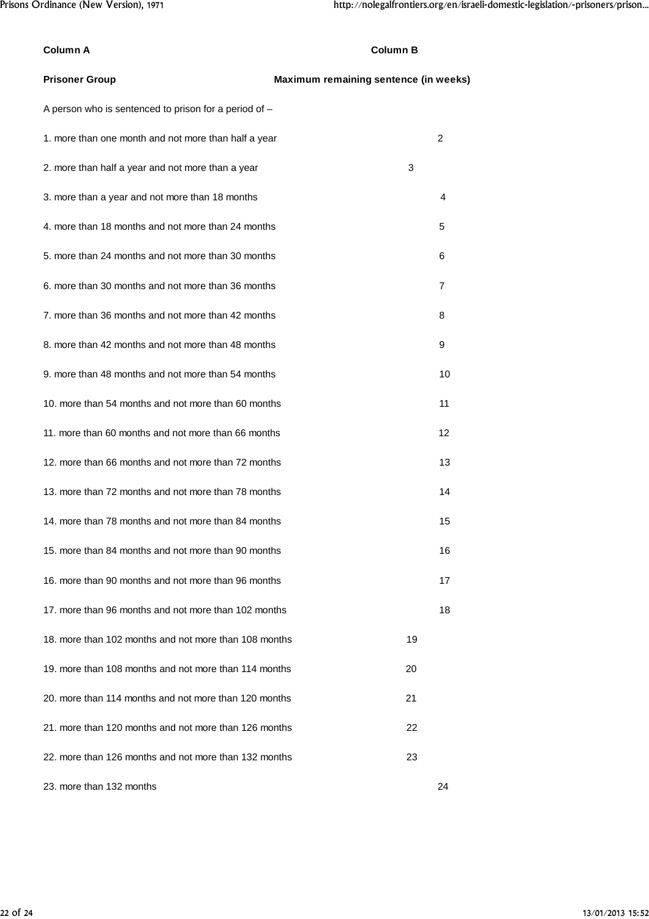| Column A | Column B |
|---|---|
| **Prisoner Group** | **Maximum remaining sentence (in weeks)** |
| A person who is sentenced to prison for a period of – | |
| 1. more than one month and not more than half a year | 2 |
| 2. more than half a year and not more than a year | 3 |
| 3. more than a year and not more than 18 months | 4 |
| 4. more than 18 months and not more than 24 months | 5 |
| 5. more than 24 months and not more than 30 months | 6 |
| 6. more than 30 months and not more than 36 months | 7 |
| 7. more than 36 months and not more than 42 months | 8 |
| 8. more than 42 months and not more than 48 months | 9 |
| 9. more than 48 months and not more than 54 months | 10 |
| 10. more than 54 months and not more than 60 months | 11 |
| 11. more than 60 months and not more than 66 months | 12 |
| 12. more than 66 months and not more than 72 months | 13 |
| 13. more than 72 months and not more than 78 months | 14 |
| 14. more than 78 months and not more than 84 months | 15 |
| 15. more than 84 months and not more than 90 months | 16 |
| 16. more than 90 months and not more than 96 months | 17 |
| 17. more than 96 months and not more than 102 months | 18 |
| 18. more than 102 months and not more than 108 months | 19 |
| 19. more than 108 months and not more than 114 months | 20 |
| 20. more than 114 months and not more than 120 months | 21 |
| 21. more than 120 months and not more than 126 months | 22 |
| 22. more than 126 months and not more than 132 months | 23 |
| 23. more than 132 months | 24 |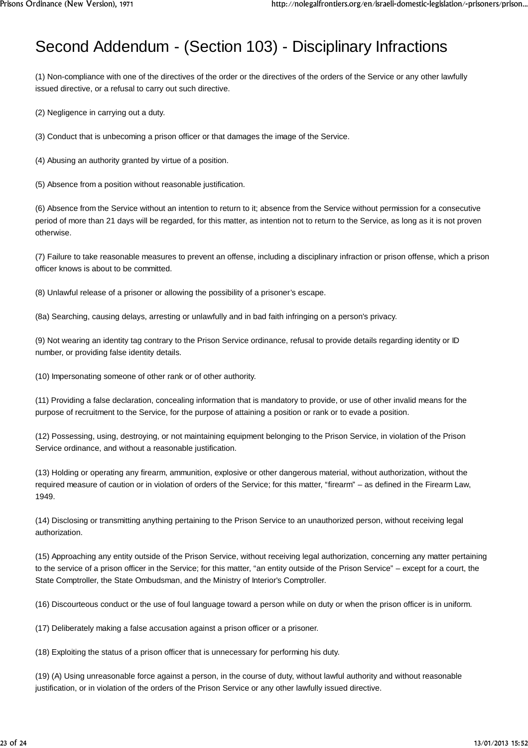# Second Addendum - (Section 103) - Disciplinary Infractions

(1) Non-compliance with one of the directives of the order or the directives of the orders of the Service or any other lawfully issued directive, or a refusal to carry out such directive.

(2) Negligence in carrying out a duty.

(3) Conduct that is unbecoming a prison officer or that damages the image of the Service.

(4) Abusing an authority granted by virtue of a position.

(5) Absence from a position without reasonable justification.

(6) Absence from the Service without an intention to return to it; absence from the Service without permission for a consecutive period of more than 21 days will be regarded, for this matter, as intention not to return to the Service, as long as it is not proven otherwise.

(7) Failure to take reasonable measures to prevent an offense, including a disciplinary infraction or prison offense, which a prison officer knows is about to be committed.

(8) Unlawful release of a prisoner or allowing the possibility of a prisoner's escape.

(8a) Searching, causing delays, arresting or unlawfully and in bad faith infringing on a person's privacy.

(9) Not wearing an identity tag contrary to the Prison Service ordinance, refusal to provide details regarding identity or ID number, or providing false identity details.

(10) Impersonating someone of other rank or of other authority.

(11) Providing a false declaration, concealing information that is mandatory to provide, or use of other invalid means for the purpose of recruitment to the Service, for the purpose of attaining a position or rank or to evade a position.

(12) Possessing, using, destroying, or not maintaining equipment belonging to the Prison Service, in violation of the Prison Service ordinance, and without a reasonable justification.

(13) Holding or operating any firearm, ammunition, explosive or other dangerous material, without authorization, without the required measure of caution or in violation of orders of the Service; for this matter, "firearm" – as defined in the Firearm Law, 1949.

(14) Disclosing or transmitting anything pertaining to the Prison Service to an unauthorized person, without receiving legal authorization.

(15) Approaching any entity outside of the Prison Service, without receiving legal authorization, concerning any matter pertaining to the service of a prison officer in the Service; for this matter, "an entity outside of the Prison Service" – except for a court, the State Comptroller, the State Ombudsman, and the Ministry of Interior's Comptroller.

(16) Discourteous conduct or the use of foul language toward a person while on duty or when the prison officer is in uniform.

(17) Deliberately making a false accusation against a prison officer or a prisoner.

(18) Exploiting the status of a prison officer that is unnecessary for performing his duty.

(19) (A) Using unreasonable force against a person, in the course of duty, without lawful authority and without reasonable justification, or in violation of the orders of the Prison Service or any other lawfully issued directive.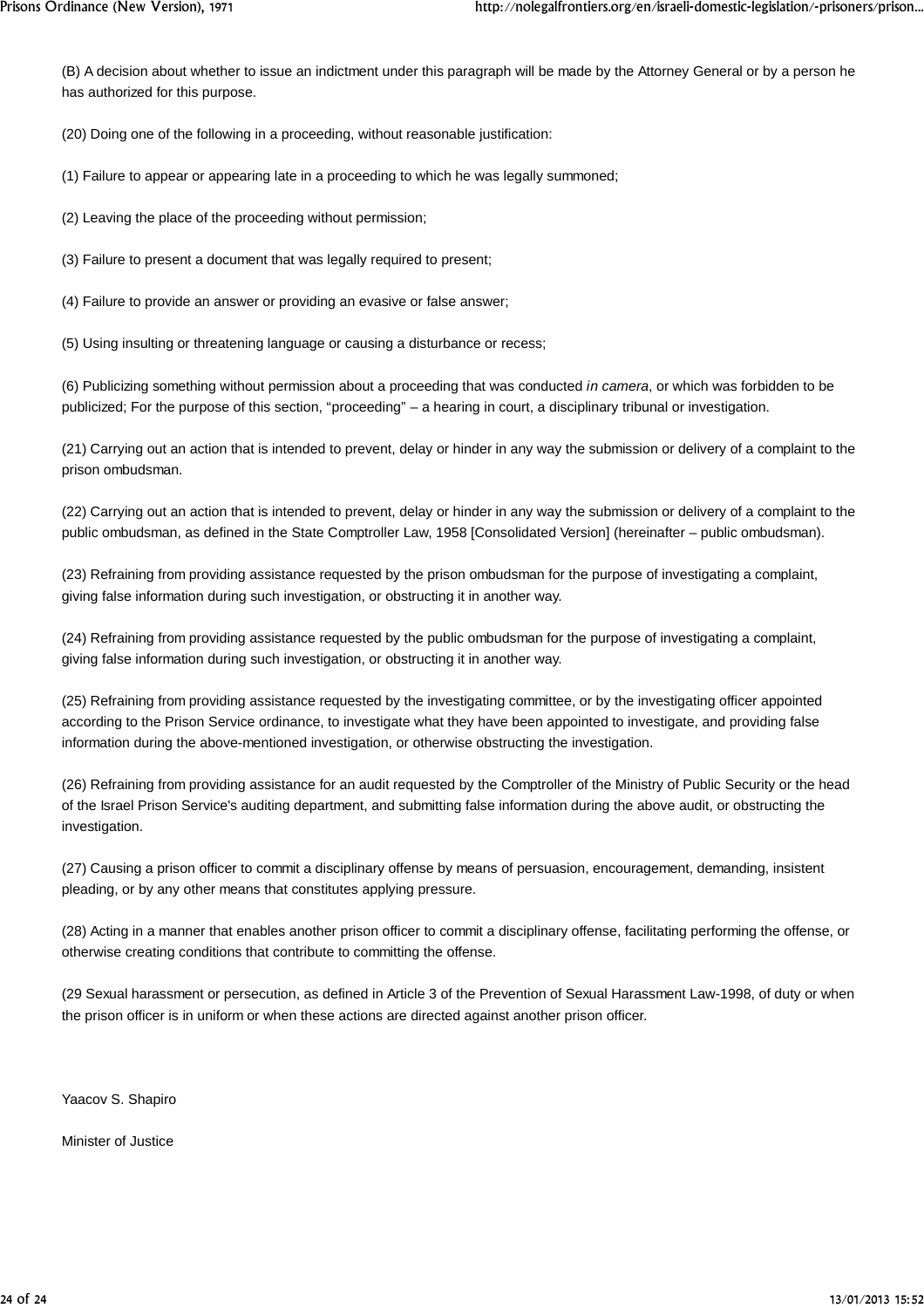(B) A decision about whether to issue an indictment under this paragraph will be made by the Attorney General or by a person he has authorized for this purpose.

(20) Doing one of the following in a proceeding, without reasonable justification:

(1) Failure to appear or appearing late in a proceeding to which he was legally summoned;

(2) Leaving the place of the proceeding without permission;

(3) Failure to present a document that was legally required to present;

(4) Failure to provide an answer or providing an evasive or false answer;

(5) Using insulting or threatening language or causing a disturbance or recess;

(6) Publicizing something without permission about a proceeding that was conducted *in camera*, or which was forbidden to be publicized; For the purpose of this section, "proceeding" – a hearing in court, a disciplinary tribunal or investigation.

(21) Carrying out an action that is intended to prevent, delay or hinder in any way the submission or delivery of a complaint to the prison ombudsman.

(22) Carrying out an action that is intended to prevent, delay or hinder in any way the submission or delivery of a complaint to the public ombudsman, as defined in the State Comptroller Law, 1958 [Consolidated Version] (hereinafter – public ombudsman).

(23) Refraining from providing assistance requested by the prison ombudsman for the purpose of investigating a complaint, giving false information during such investigation, or obstructing it in another way.

(24) Refraining from providing assistance requested by the public ombudsman for the purpose of investigating a complaint, giving false information during such investigation, or obstructing it in another way.

(25) Refraining from providing assistance requested by the investigating committee, or by the investigating officer appointed according to the Prison Service ordinance, to investigate what they have been appointed to investigate, and providing false information during the above-mentioned investigation, or otherwise obstructing the investigation.

(26) Refraining from providing assistance for an audit requested by the Comptroller of the Ministry of Public Security or the head of the Israel Prison Service's auditing department, and submitting false information during the above audit, or obstructing the investigation.

(27) Causing a prison officer to commit a disciplinary offense by means of persuasion, encouragement, demanding, insistent pleading, or by any other means that constitutes applying pressure.

(28) Acting in a manner that enables another prison officer to commit a disciplinary offense, facilitating performing the offense, or otherwise creating conditions that contribute to committing the offense.

(29 Sexual harassment or persecution, as defined in Article 3 of the Prevention of Sexual Harassment Law-1998, of duty or when the prison officer is in uniform or when these actions are directed against another prison officer.

Yaacov S. Shapiro

Minister of Justice